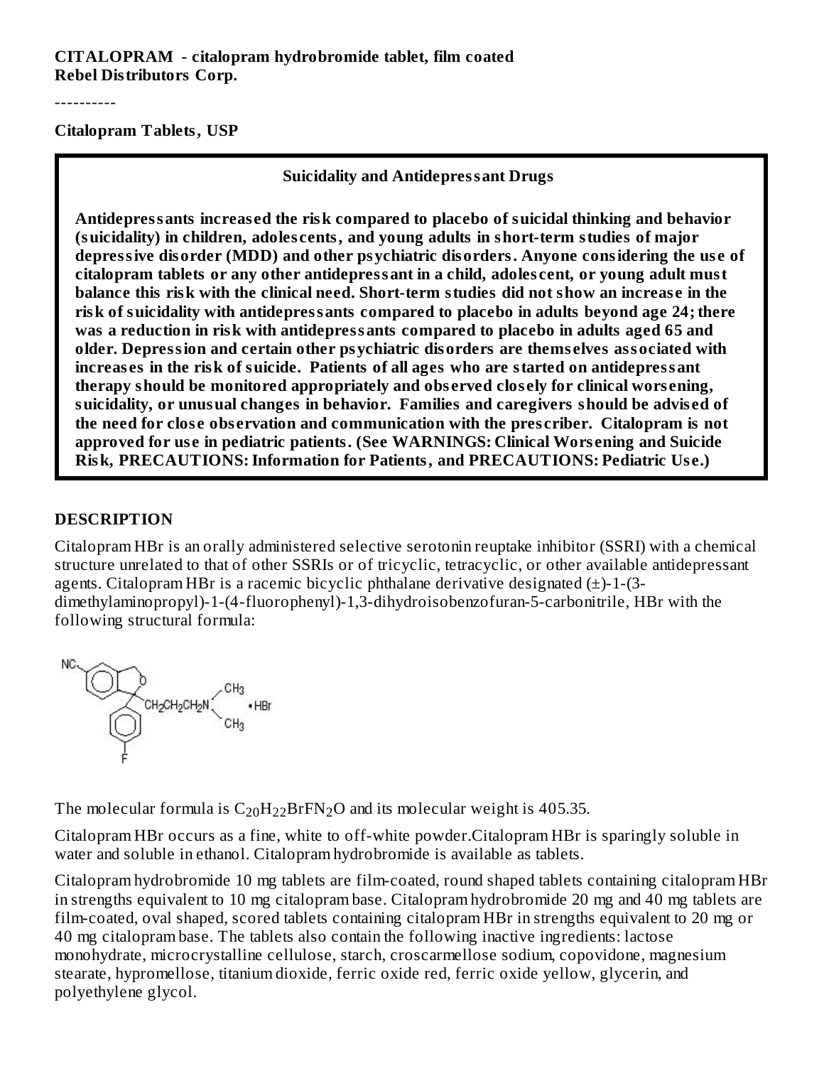**CITALOPRAM - citalopram hydrobromide tablet, film coated**
**Rebel Distributors Corp.**

----------

**Citalopram Tablets, USP**

**Suicidality and Antidepressant Drugs**

**Antidepressants increased the risk compared to placebo of suicidal thinking and behavior (suicidality) in children, adolescents, and young adults in short-term studies of major depressive disorder (MDD) and other psychiatric disorders. Anyone considering the use of citalopram tablets or any other antidepressant in a child, adolescent, or young adult must balance this risk with the clinical need. Short-term studies did not show an increase in the risk of suicidality with antidepressants compared to placebo in adults beyond age 24; there was a reduction in risk with antidepressants compared to placebo in adults aged 65 and older. Depression and certain other psychiatric disorders are themselves associated with increases in the risk of suicide. Patients of all ages who are started on antidepressant therapy should be monitored appropriately and observed closely for clinical worsening, suicidality, or unusual changes in behavior. Families and caregivers should be advised of the need for close observation and communication with the prescriber. Citalopram is not approved for use in pediatric patients. (See WARNINGS: Clinical Worsening and Suicide Risk, PRECAUTIONS: Information for Patients, and PRECAUTIONS: Pediatric Use.)**

## DESCRIPTION

Citalopram HBr is an orally administered selective serotonin reuptake inhibitor (SSRI) with a chemical structure unrelated to that of other SSRIs or of tricyclic, tetracyclic, or other available antidepressant agents. Citalopram HBr is a racemic bicyclic phthalane derivative designated (±)-1-(3-dimethylaminopropyl)-1-(4-fluorophenyl)-1,3-dihydroisobenzofuran-5-carbonitrile, HBr with the following structural formula:

The molecular formula is $C_{20}H_{22}BrFN_2O$ and its molecular weight is 405.35.

Citalopram HBr occurs as a fine, white to off-white powder.Citalopram HBr is sparingly soluble in water and soluble in ethanol. Citalopram hydrobromide is available as tablets.

Citalopram hydrobromide 10 mg tablets are film-coated, round shaped tablets containing citalopram HBr in strengths equivalent to 10 mg citalopram base. Citalopram hydrobromide 20 mg and 40 mg tablets are film-coated, oval shaped, scored tablets containing citalopram HBr in strengths equivalent to 20 mg or 40 mg citalopram base. The tablets also contain the following inactive ingredients: lactose monohydrate, microcrystalline cellulose, starch, croscarmellose sodium, copovidone, magnesium stearate, hypromellose, titanium dioxide, ferric oxide red, ferric oxide yellow, glycerin, and polyethylene glycol.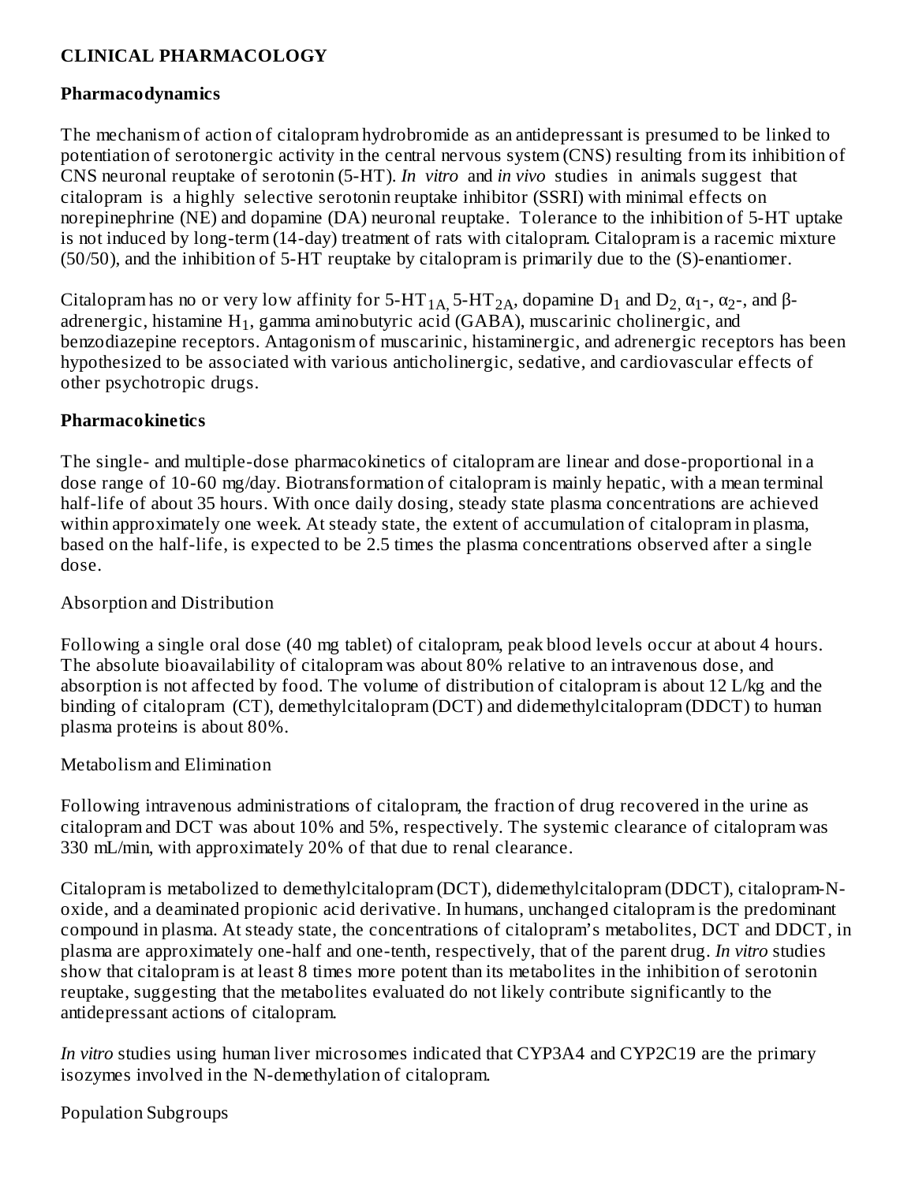## CLINICAL PHARMACOLOGY

### Pharmacodynamics

The mechanism of action of citalopram hydrobromide as an antidepressant is presumed to be linked to potentiation of serotonergic activity in the central nervous system (CNS) resulting from its inhibition of CNS neuronal reuptake of serotonin (5-HT). *In vitro* and *in vivo* studies in animals suggest that citalopram is a highly selective serotonin reuptake inhibitor (SSRI) with minimal effects on norepinephrine (NE) and dopamine (DA) neuronal reuptake. Tolerance to the inhibition of 5-HT uptake is not induced by long-term (14-day) treatment of rats with citalopram. Citalopram is a racemic mixture (50/50), and the inhibition of 5-HT reuptake by citalopram is primarily due to the (S)-enantiomer.

Citalopram has no or very low affinity for 5-$HT_{1A}$, 5-$HT_{2A}$, dopamine $D_1$ and $D_2$, $\alpha_1$-, $\alpha_2$-, and β-adrenergic, histamine $H_1$, gamma aminobutyric acid (GABA), muscarinic cholinergic, and benzodiazepine receptors. Antagonism of muscarinic, histaminergic, and adrenergic receptors has been hypothesized to be associated with various anticholinergic, sedative, and cardiovascular effects of other psychotropic drugs.

### Pharmacokinetics

The single- and multiple-dose pharmacokinetics of citalopram are linear and dose-proportional in a dose range of 10-60 mg/day. Biotransformation of citalopram is mainly hepatic, with a mean terminal half-life of about 35 hours. With once daily dosing, steady state plasma concentrations are achieved within approximately one week. At steady state, the extent of accumulation of citalopram in plasma, based on the half-life, is expected to be 2.5 times the plasma concentrations observed after a single dose.

Absorption and Distribution

Following a single oral dose (40 mg tablet) of citalopram, peak blood levels occur at about 4 hours. The absolute bioavailability of citalopram was about 80% relative to an intravenous dose, and absorption is not affected by food. The volume of distribution of citalopram is about 12 L/kg and the binding of citalopram (CT), demethylcitalopram (DCT) and didemethylcitalopram (DDCT) to human plasma proteins is about 80%.

Metabolism and Elimination

Following intravenous administrations of citalopram, the fraction of drug recovered in the urine as citalopram and DCT was about 10% and 5%, respectively. The systemic clearance of citalopram was 330 mL/min, with approximately 20% of that due to renal clearance.

Citalopram is metabolized to demethylcitalopram (DCT), didemethylcitalopram (DDCT), citalopram-N-oxide, and a deaminated propionic acid derivative. In humans, unchanged citalopram is the predominant compound in plasma. At steady state, the concentrations of citalopram's metabolites, DCT and DDCT, in plasma are approximately one-half and one-tenth, respectively, that of the parent drug. *In vitro* studies show that citalopram is at least 8 times more potent than its metabolites in the inhibition of serotonin reuptake, suggesting that the metabolites evaluated do not likely contribute significantly to the antidepressant actions of citalopram.

*In vitro* studies using human liver microsomes indicated that CYP3A4 and CYP2C19 are the primary isozymes involved in the N-demethylation of citalopram.

Population Subgroups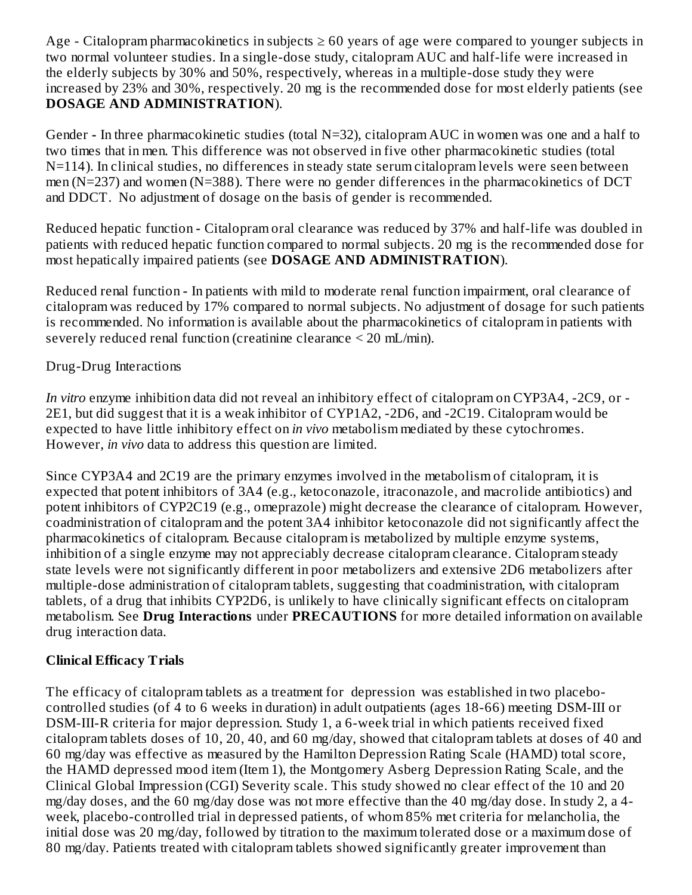Age - Citalopram pharmacokinetics in subjects ≥ 60 years of age were compared to younger subjects in two normal volunteer studies. In a single-dose study, citalopram AUC and half-life were increased in the elderly subjects by 30% and 50%, respectively, whereas in a multiple-dose study they were increased by 23% and 30%, respectively. 20 mg is the recommended dose for most elderly patients (see **DOSAGE AND ADMINISTRATION**).

Gender - In three pharmacokinetic studies (total N=32), citalopram AUC in women was one and a half to two times that in men. This difference was not observed in five other pharmacokinetic studies (total N=114). In clinical studies, no differences in steady state serum citalopram levels were seen between men (N=237) and women (N=388). There were no gender differences in the pharmacokinetics of DCT and DDCT. No adjustment of dosage on the basis of gender is recommended.

Reduced hepatic function - Citalopram oral clearance was reduced by 37% and half-life was doubled in patients with reduced hepatic function compared to normal subjects. 20 mg is the recommended dose for most hepatically impaired patients (see **DOSAGE AND ADMINISTRATION**).

Reduced renal function - In patients with mild to moderate renal function impairment, oral clearance of citalopram was reduced by 17% compared to normal subjects. No adjustment of dosage for such patients is recommended. No information is available about the pharmacokinetics of citalopram in patients with severely reduced renal function (creatinine clearance < 20 mL/min).

Drug-Drug Interactions

*In vitro* enzyme inhibition data did not reveal an inhibitory effect of citalopram on CYP3A4, -2C9, or -2E1, but did suggest that it is a weak inhibitor of CYP1A2, -2D6, and -2C19. Citalopram would be expected to have little inhibitory effect on *in vivo* metabolism mediated by these cytochromes. However, *in vivo* data to address this question are limited.

Since CYP3A4 and 2C19 are the primary enzymes involved in the metabolism of citalopram, it is expected that potent inhibitors of 3A4 (e.g., ketoconazole, itraconazole, and macrolide antibiotics) and potent inhibitors of CYP2C19 (e.g., omeprazole) might decrease the clearance of citalopram. However, coadministration of citalopram and the potent 3A4 inhibitor ketoconazole did not significantly affect the pharmacokinetics of citalopram. Because citalopram is metabolized by multiple enzyme systems, inhibition of a single enzyme may not appreciably decrease citalopram clearance. Citalopram steady state levels were not significantly different in poor metabolizers and extensive 2D6 metabolizers after multiple-dose administration of citalopram tablets, suggesting that coadministration, with citalopram tablets, of a drug that inhibits CYP2D6, is unlikely to have clinically significant effects on citalopram metabolism. See **Drug Interactions** under **PRECAUTIONS** for more detailed information on available drug interaction data.

**Clinical Efficacy Trials**

The efficacy of citalopram tablets as a treatment for depression was established in two placebo-controlled studies (of 4 to 6 weeks in duration) in adult outpatients (ages 18-66) meeting DSM-III or DSM-III-R criteria for major depression. Study 1, a 6-week trial in which patients received fixed citalopram tablets doses of 10, 20, 40, and 60 mg/day, showed that citalopram tablets at doses of 40 and 60 mg/day was effective as measured by the Hamilton Depression Rating Scale (HAMD) total score, the HAMD depressed mood item (Item 1), the Montgomery Asberg Depression Rating Scale, and the Clinical Global Impression (CGI) Severity scale. This study showed no clear effect of the 10 and 20 mg/day doses, and the 60 mg/day dose was not more effective than the 40 mg/day dose. In study 2, a 4-week, placebo-controlled trial in depressed patients, of whom 85% met criteria for melancholia, the initial dose was 20 mg/day, followed by titration to the maximum tolerated dose or a maximum dose of 80 mg/day. Patients treated with citalopram tablets showed significantly greater improvement than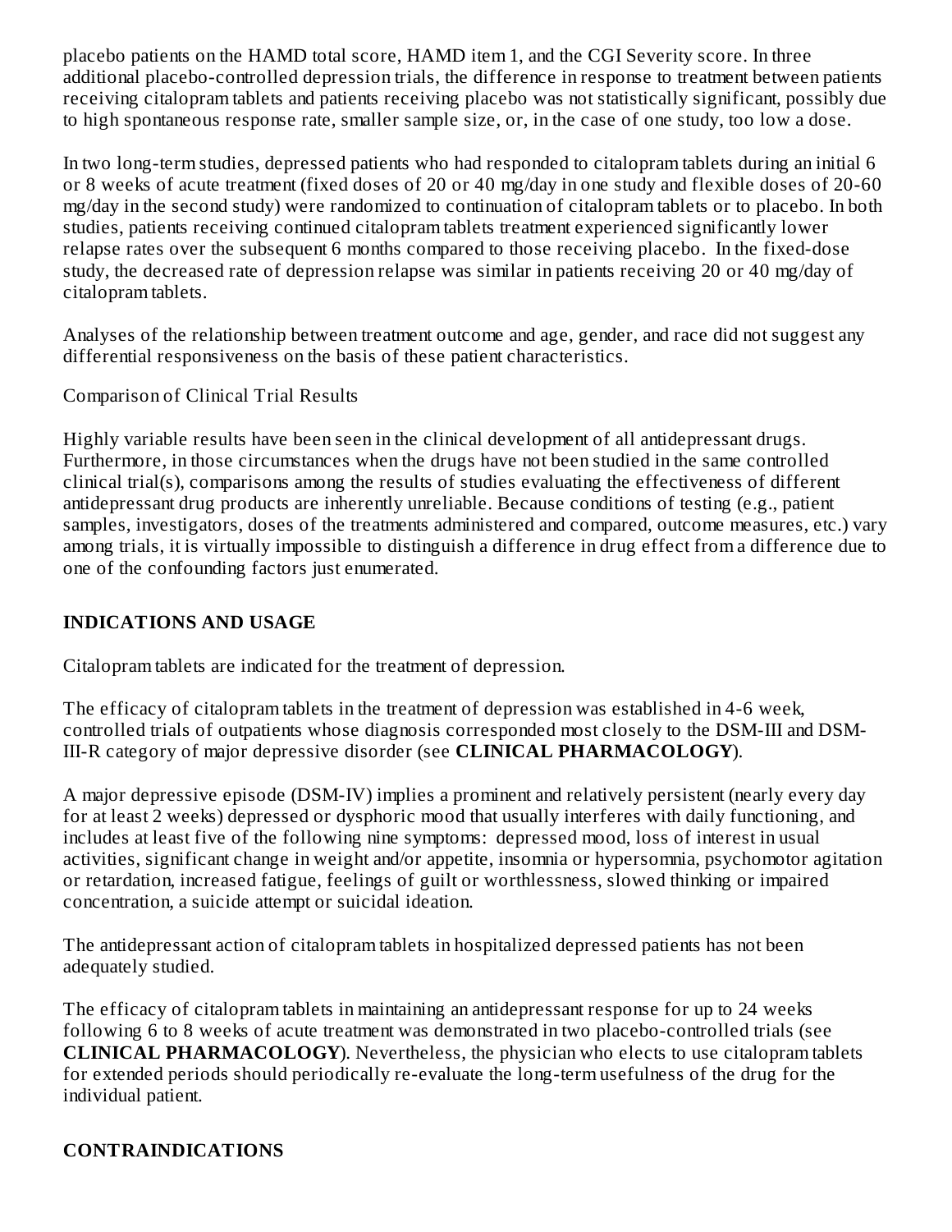placebo patients on the HAMD total score, HAMD item 1, and the CGI Severity score. In three additional placebo-controlled depression trials, the difference in response to treatment between patients receiving citalopram tablets and patients receiving placebo was not statistically significant, possibly due to high spontaneous response rate, smaller sample size, or, in the case of one study, too low a dose.

In two long-term studies, depressed patients who had responded to citalopram tablets during an initial 6 or 8 weeks of acute treatment (fixed doses of 20 or 40 mg/day in one study and flexible doses of 20-60 mg/day in the second study) were randomized to continuation of citalopram tablets or to placebo. In both studies, patients receiving continued citalopram tablets treatment experienced significantly lower relapse rates over the subsequent 6 months compared to those receiving placebo. In the fixed-dose study, the decreased rate of depression relapse was similar in patients receiving 20 or 40 mg/day of citalopram tablets.

Analyses of the relationship between treatment outcome and age, gender, and race did not suggest any differential responsiveness on the basis of these patient characteristics.

Comparison of Clinical Trial Results

Highly variable results have been seen in the clinical development of all antidepressant drugs. Furthermore, in those circumstances when the drugs have not been studied in the same controlled clinical trial(s), comparisons among the results of studies evaluating the effectiveness of different antidepressant drug products are inherently unreliable. Because conditions of testing (e.g., patient samples, investigators, doses of the treatments administered and compared, outcome measures, etc.) vary among trials, it is virtually impossible to distinguish a difference in drug effect from a difference due to one of the confounding factors just enumerated.

## INDICATIONS AND USAGE

Citalopram tablets are indicated for the treatment of depression.

The efficacy of citalopram tablets in the treatment of depression was established in 4-6 week, controlled trials of outpatients whose diagnosis corresponded most closely to the DSM-III and DSM-III-R category of major depressive disorder (see **CLINICAL PHARMACOLOGY**).

A major depressive episode (DSM-IV) implies a prominent and relatively persistent (nearly every day for at least 2 weeks) depressed or dysphoric mood that usually interferes with daily functioning, and includes at least five of the following nine symptoms: depressed mood, loss of interest in usual activities, significant change in weight and/or appetite, insomnia or hypersomnia, psychomotor agitation or retardation, increased fatigue, feelings of guilt or worthlessness, slowed thinking or impaired concentration, a suicide attempt or suicidal ideation.

The antidepressant action of citalopram tablets in hospitalized depressed patients has not been adequately studied.

The efficacy of citalopram tablets in maintaining an antidepressant response for up to 24 weeks following 6 to 8 weeks of acute treatment was demonstrated in two placebo-controlled trials (see **CLINICAL PHARMACOLOGY**). Nevertheless, the physician who elects to use citalopram tablets for extended periods should periodically re-evaluate the long-term usefulness of the drug for the individual patient.

## CONTRAINDICATIONS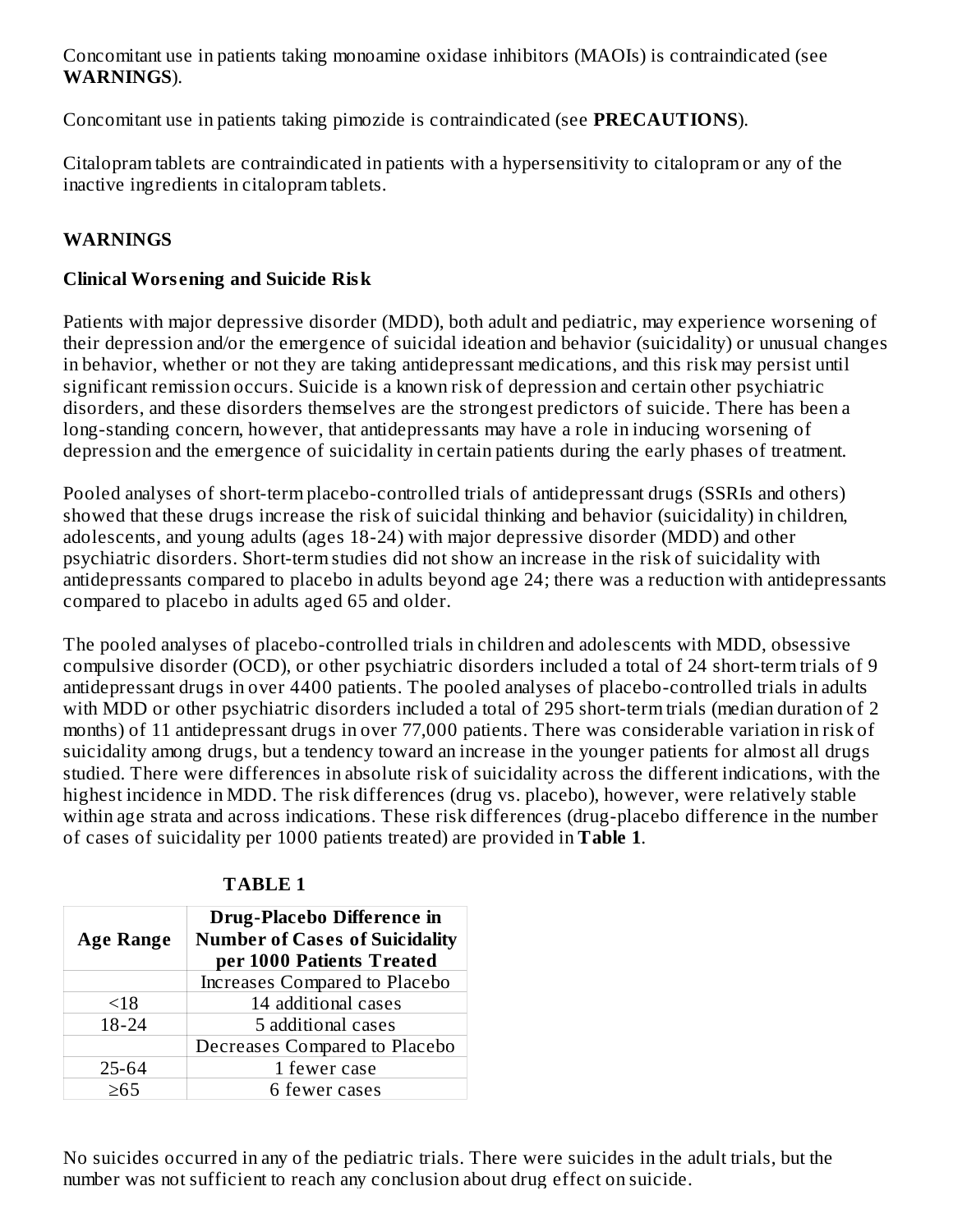Concomitant use in patients taking monoamine oxidase inhibitors (MAOIs) is contraindicated (see **WARNINGS**).

Concomitant use in patients taking pimozide is contraindicated (see **PRECAUTIONS**).

Citalopram tablets are contraindicated in patients with a hypersensitivity to citalopram or any of the inactive ingredients in citalopram tablets.

## WARNINGS

### Clinical Worsening and Suicide Risk

Patients with major depressive disorder (MDD), both adult and pediatric, may experience worsening of their depression and/or the emergence of suicidal ideation and behavior (suicidality) or unusual changes in behavior, whether or not they are taking antidepressant medications, and this risk may persist until significant remission occurs. Suicide is a known risk of depression and certain other psychiatric disorders, and these disorders themselves are the strongest predictors of suicide. There has been a long-standing concern, however, that antidepressants may have a role in inducing worsening of depression and the emergence of suicidality in certain patients during the early phases of treatment.

Pooled analyses of short-term placebo-controlled trials of antidepressant drugs (SSRIs and others) showed that these drugs increase the risk of suicidal thinking and behavior (suicidality) in children, adolescents, and young adults (ages 18-24) with major depressive disorder (MDD) and other psychiatric disorders. Short-term studies did not show an increase in the risk of suicidality with antidepressants compared to placebo in adults beyond age 24; there was a reduction with antidepressants compared to placebo in adults aged 65 and older.

The pooled analyses of placebo-controlled trials in children and adolescents with MDD, obsessive compulsive disorder (OCD), or other psychiatric disorders included a total of 24 short-term trials of 9 antidepressant drugs in over 4400 patients. The pooled analyses of placebo-controlled trials in adults with MDD or other psychiatric disorders included a total of 295 short-term trials (median duration of 2 months) of 11 antidepressant drugs in over 77,000 patients. There was considerable variation in risk of suicidality among drugs, but a tendency toward an increase in the younger patients for almost all drugs studied. There were differences in absolute risk of suicidality across the different indications, with the highest incidence in MDD. The risk differences (drug vs. placebo), however, were relatively stable within age strata and across indications. These risk differences (drug-placebo difference in the number of cases of suicidality per 1000 patients treated) are provided in **Table 1**.

**TABLE 1**

| Age Range | Drug-Placebo Difference in Number of Cases of Suicidality per 1000 Patients Treated |
|---|---|
| | Increases Compared to Placebo |
| <18 | 14 additional cases |
| 18-24 | 5 additional cases |
| | Decreases Compared to Placebo |
| 25-64 | 1 fewer case |
| ≥65 | 6 fewer cases |

No suicides occurred in any of the pediatric trials. There were suicides in the adult trials, but the number was not sufficient to reach any conclusion about drug effect on suicide.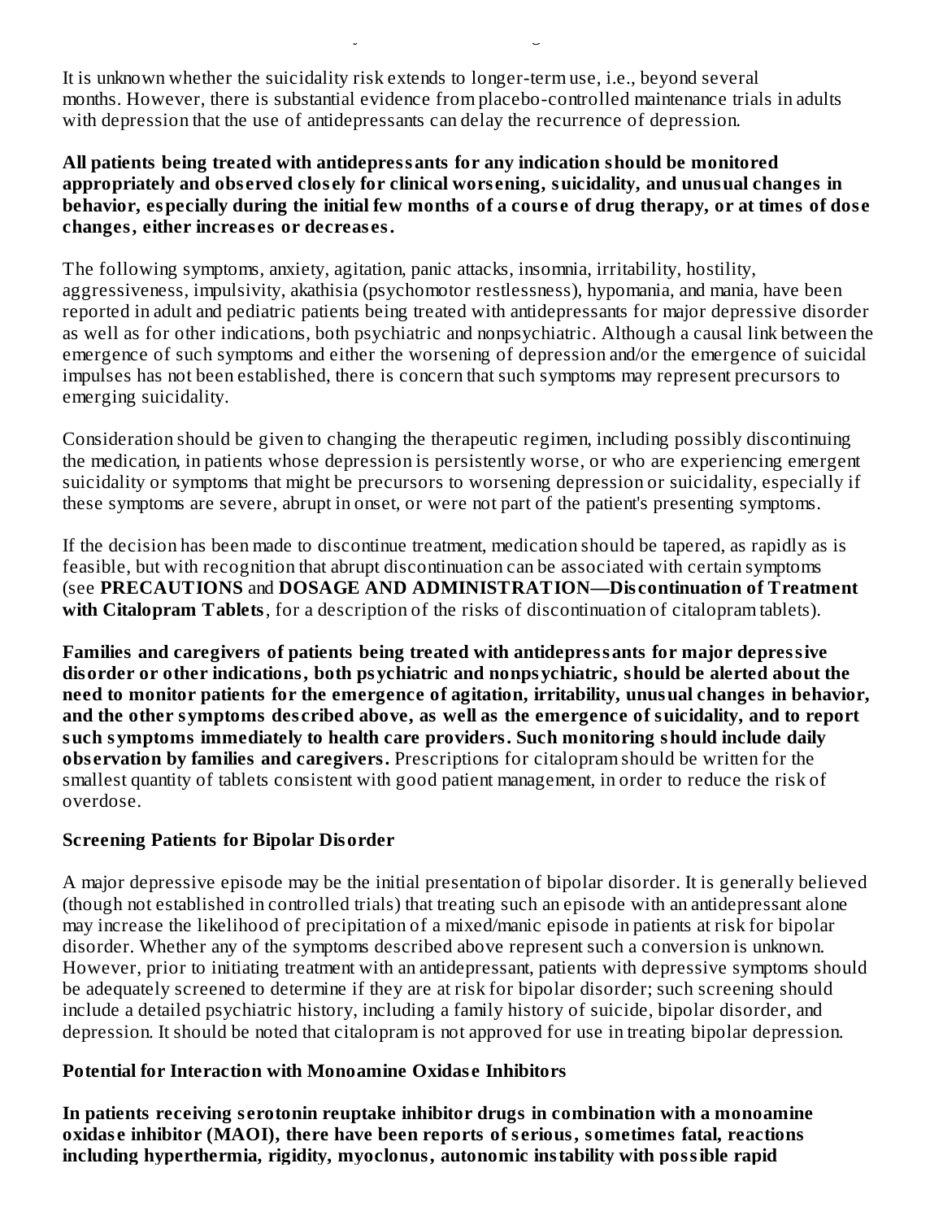It is unknown whether the suicidality risk extends to longer-term use, i.e., beyond several months. However, there is substantial evidence from placebo-controlled maintenance trials in adults with depression that the use of antidepressants can delay the recurrence of depression.

**All patients being treated with antidepressants for any indication should be monitored appropriately and observed closely for clinical worsening, suicidality, and unusual changes in behavior, especially during the initial few months of a course of drug therapy, or at times of dose changes, either increases or decreases.**

The following symptoms, anxiety, agitation, panic attacks, insomnia, irritability, hostility, aggressiveness, impulsivity, akathisia (psychomotor restlessness), hypomania, and mania, have been reported in adult and pediatric patients being treated with antidepressants for major depressive disorder as well as for other indications, both psychiatric and nonpsychiatric. Although a causal link between the emergence of such symptoms and either the worsening of depression and/or the emergence of suicidal impulses has not been established, there is concern that such symptoms may represent precursors to emerging suicidality.

Consideration should be given to changing the therapeutic regimen, including possibly discontinuing the medication, in patients whose depression is persistently worse, or who are experiencing emergent suicidality or symptoms that might be precursors to worsening depression or suicidality, especially if these symptoms are severe, abrupt in onset, or were not part of the patient's presenting symptoms.

If the decision has been made to discontinue treatment, medication should be tapered, as rapidly as is feasible, but with recognition that abrupt discontinuation can be associated with certain symptoms (see **PRECAUTIONS** and **DOSAGE AND ADMINISTRATION—Discontinuation of Treatment with Citalopram Tablets**, for a description of the risks of discontinuation of citalopram tablets).

**Families and caregivers of patients being treated with antidepressants for major depressive disorder or other indications, both psychiatric and nonpsychiatric, should be alerted about the need to monitor patients for the emergence of agitation, irritability, unusual changes in behavior, and the other symptoms described above, as well as the emergence of suicidality, and to report such symptoms immediately to health care providers. Such monitoring should include daily observation by families and caregivers.** Prescriptions for citalopram should be written for the smallest quantity of tablets consistent with good patient management, in order to reduce the risk of overdose.

**Screening Patients for Bipolar Disorder**

A major depressive episode may be the initial presentation of bipolar disorder. It is generally believed (though not established in controlled trials) that treating such an episode with an antidepressant alone may increase the likelihood of precipitation of a mixed/manic episode in patients at risk for bipolar disorder. Whether any of the symptoms described above represent such a conversion is unknown. However, prior to initiating treatment with an antidepressant, patients with depressive symptoms should be adequately screened to determine if they are at risk for bipolar disorder; such screening should include a detailed psychiatric history, including a family history of suicide, bipolar disorder, and depression. It should be noted that citalopram is not approved for use in treating bipolar depression.

**Potential for Interaction with Monoamine Oxidase Inhibitors**

**In patients receiving serotonin reuptake inhibitor drugs in combination with a monoamine oxidase inhibitor (MAOI), there have been reports of serious, sometimes fatal, reactions including hyperthermia, rigidity, myoclonus, autonomic instability with possible rapid**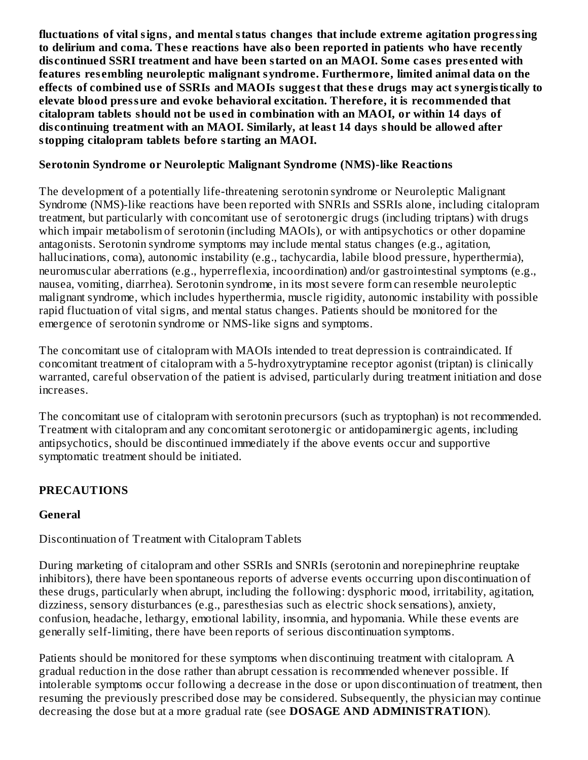**fluctuations of vital signs, and mental status changes that include extreme agitation progressing to delirium and coma. These reactions have also been reported in patients who have recently discontinued SSRI treatment and have been started on an MAOI. Some cases presented with features resembling neuroleptic malignant syndrome. Furthermore, limited animal data on the effects of combined use of SSRIs and MAOIs suggest that these drugs may act synergistically to elevate blood pressure and evoke behavioral excitation. Therefore, it is recommended that citalopram tablets should not be used in combination with an MAOI, or within 14 days of discontinuing treatment with an MAOI. Similarly, at least 14 days should be allowed after stopping citalopram tablets before starting an MAOI.**

**Serotonin Syndrome or Neuroleptic Malignant Syndrome (NMS)-like Reactions**

The development of a potentially life-threatening serotonin syndrome or Neuroleptic Malignant Syndrome (NMS)-like reactions have been reported with SNRIs and SSRIs alone, including citalopram treatment, but particularly with concomitant use of serotonergic drugs (including triptans) with drugs which impair metabolism of serotonin (including MAOIs), or with antipsychotics or other dopamine antagonists. Serotonin syndrome symptoms may include mental status changes (e.g., agitation, hallucinations, coma), autonomic instability (e.g., tachycardia, labile blood pressure, hyperthermia), neuromuscular aberrations (e.g., hyperreflexia, incoordination) and/or gastrointestinal symptoms (e.g., nausea, vomiting, diarrhea). Serotonin syndrome, in its most severe form can resemble neuroleptic malignant syndrome, which includes hyperthermia, muscle rigidity, autonomic instability with possible rapid fluctuation of vital signs, and mental status changes. Patients should be monitored for the emergence of serotonin syndrome or NMS-like signs and symptoms.

The concomitant use of citalopram with MAOIs intended to treat depression is contraindicated. If concomitant treatment of citalopram with a 5-hydroxytryptamine receptor agonist (triptan) is clinically warranted, careful observation of the patient is advised, particularly during treatment initiation and dose increases.

The concomitant use of citalopram with serotonin precursors (such as tryptophan) is not recommended. Treatment with citalopram and any concomitant serotonergic or antidopaminergic agents, including antipsychotics, should be discontinued immediately if the above events occur and supportive symptomatic treatment should be initiated.

## PRECAUTIONS

### General

Discontinuation of Treatment with Citalopram Tablets

During marketing of citalopram and other SSRIs and SNRIs (serotonin and norepinephrine reuptake inhibitors), there have been spontaneous reports of adverse events occurring upon discontinuation of these drugs, particularly when abrupt, including the following: dysphoric mood, irritability, agitation, dizziness, sensory disturbances (e.g., paresthesias such as electric shock sensations), anxiety, confusion, headache, lethargy, emotional lability, insomnia, and hypomania. While these events are generally self-limiting, there have been reports of serious discontinuation symptoms.

Patients should be monitored for these symptoms when discontinuing treatment with citalopram. A gradual reduction in the dose rather than abrupt cessation is recommended whenever possible. If intolerable symptoms occur following a decrease in the dose or upon discontinuation of treatment, then resuming the previously prescribed dose may be considered. Subsequently, the physician may continue decreasing the dose but at a more gradual rate (see **DOSAGE AND ADMINISTRATION**).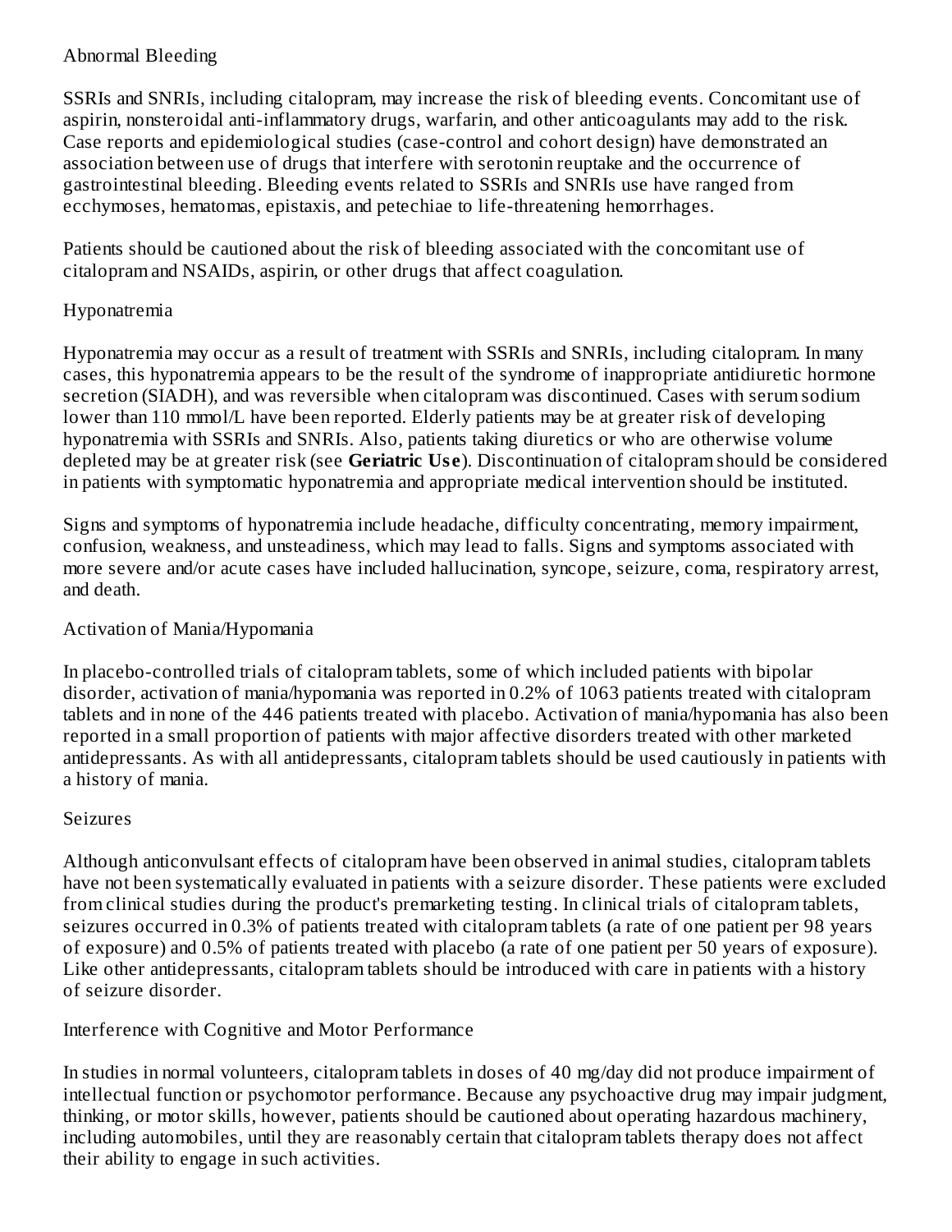### Abnormal Bleeding

SSRIs and SNRIs, including citalopram, may increase the risk of bleeding events. Concomitant use of aspirin, nonsteroidal anti-inflammatory drugs, warfarin, and other anticoagulants may add to the risk. Case reports and epidemiological studies (case-control and cohort design) have demonstrated an association between use of drugs that interfere with serotonin reuptake and the occurrence of gastrointestinal bleeding. Bleeding events related to SSRIs and SNRIs use have ranged from ecchymoses, hematomas, epistaxis, and petechiae to life-threatening hemorrhages.

Patients should be cautioned about the risk of bleeding associated with the concomitant use of citalopram and NSAIDs, aspirin, or other drugs that affect coagulation.

### Hyponatremia

Hyponatremia may occur as a result of treatment with SSRIs and SNRIs, including citalopram. In many cases, this hyponatremia appears to be the result of the syndrome of inappropriate antidiuretic hormone secretion (SIADH), and was reversible when citalopram was discontinued. Cases with serum sodium lower than 110 mmol/L have been reported. Elderly patients may be at greater risk of developing hyponatremia with SSRIs and SNRIs. Also, patients taking diuretics or who are otherwise volume depleted may be at greater risk (see **Geriatric Use**). Discontinuation of citalopram should be considered in patients with symptomatic hyponatremia and appropriate medical intervention should be instituted.

Signs and symptoms of hyponatremia include headache, difficulty concentrating, memory impairment, confusion, weakness, and unsteadiness, which may lead to falls. Signs and symptoms associated with more severe and/or acute cases have included hallucination, syncope, seizure, coma, respiratory arrest, and death.

### Activation of Mania/Hypomania

In placebo-controlled trials of citalopram tablets, some of which included patients with bipolar disorder, activation of mania/hypomania was reported in 0.2% of 1063 patients treated with citalopram tablets and in none of the 446 patients treated with placebo. Activation of mania/hypomania has also been reported in a small proportion of patients with major affective disorders treated with other marketed antidepressants. As with all antidepressants, citalopram tablets should be used cautiously in patients with a history of mania.

### Seizures

Although anticonvulsant effects of citalopram have been observed in animal studies, citalopram tablets have not been systematically evaluated in patients with a seizure disorder. These patients were excluded from clinical studies during the product's premarketing testing. In clinical trials of citalopram tablets, seizures occurred in 0.3% of patients treated with citalopram tablets (a rate of one patient per 98 years of exposure) and 0.5% of patients treated with placebo (a rate of one patient per 50 years of exposure). Like other antidepressants, citalopram tablets should be introduced with care in patients with a history of seizure disorder.

### Interference with Cognitive and Motor Performance

In studies in normal volunteers, citalopram tablets in doses of 40 mg/day did not produce impairment of intellectual function or psychomotor performance. Because any psychoactive drug may impair judgment, thinking, or motor skills, however, patients should be cautioned about operating hazardous machinery, including automobiles, until they are reasonably certain that citalopram tablets therapy does not affect their ability to engage in such activities.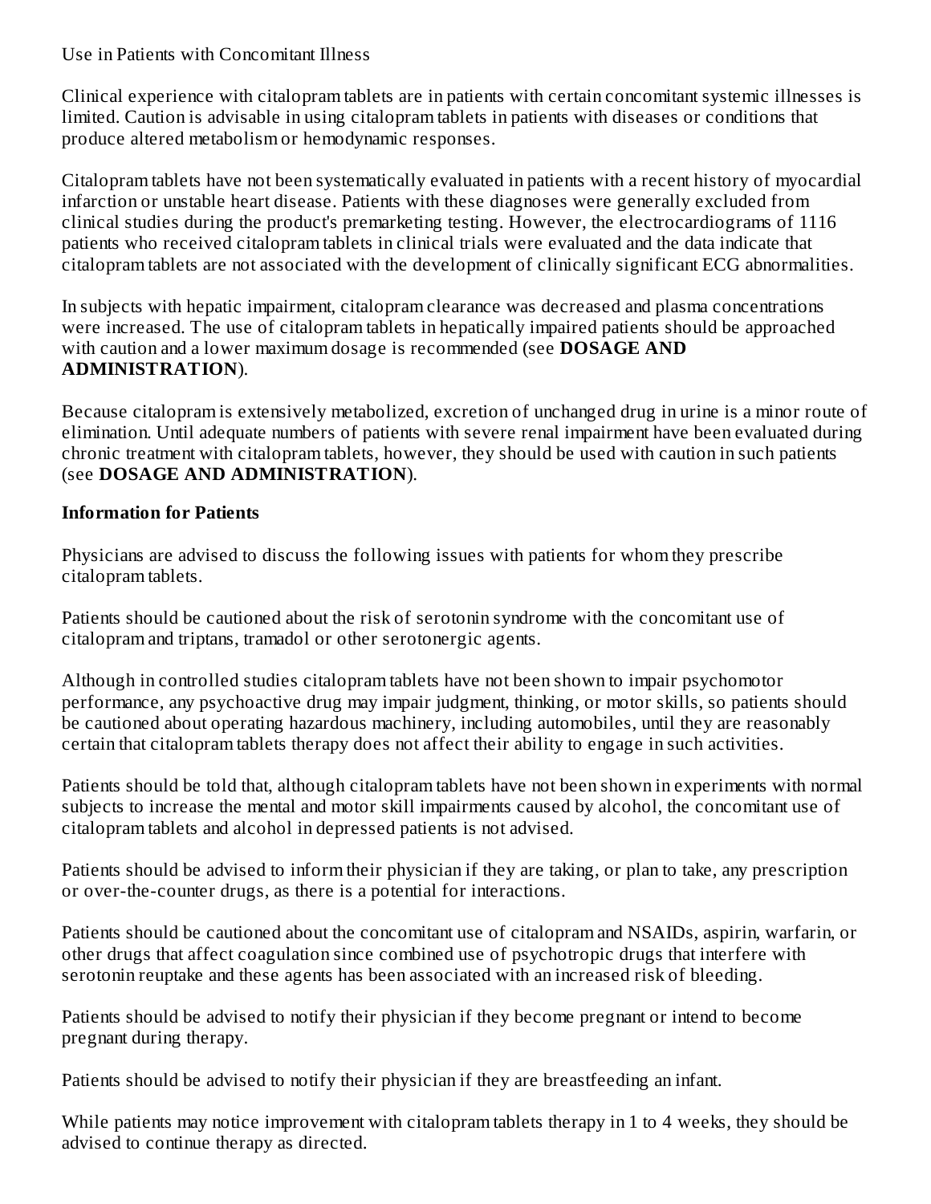Use in Patients with Concomitant Illness

Clinical experience with citalopram tablets are in patients with certain concomitant systemic illnesses is limited. Caution is advisable in using citalopram tablets in patients with diseases or conditions that produce altered metabolism or hemodynamic responses.

Citalopram tablets have not been systematically evaluated in patients with a recent history of myocardial infarction or unstable heart disease. Patients with these diagnoses were generally excluded from clinical studies during the product's premarketing testing. However, the electrocardiograms of 1116 patients who received citalopram tablets in clinical trials were evaluated and the data indicate that citalopram tablets are not associated with the development of clinically significant ECG abnormalities.

In subjects with hepatic impairment, citalopram clearance was decreased and plasma concentrations were increased. The use of citalopram tablets in hepatically impaired patients should be approached with caution and a lower maximum dosage is recommended (see **DOSAGE AND ADMINISTRATION**).

Because citalopram is extensively metabolized, excretion of unchanged drug in urine is a minor route of elimination. Until adequate numbers of patients with severe renal impairment have been evaluated during chronic treatment with citalopram tablets, however, they should be used with caution in such patients (see **DOSAGE AND ADMINISTRATION**).

**Information for Patients**

Physicians are advised to discuss the following issues with patients for whom they prescribe citalopram tablets.

Patients should be cautioned about the risk of serotonin syndrome with the concomitant use of citalopram and triptans, tramadol or other serotonergic agents.

Although in controlled studies citalopram tablets have not been shown to impair psychomotor performance, any psychoactive drug may impair judgment, thinking, or motor skills, so patients should be cautioned about operating hazardous machinery, including automobiles, until they are reasonably certain that citalopram tablets therapy does not affect their ability to engage in such activities.

Patients should be told that, although citalopram tablets have not been shown in experiments with normal subjects to increase the mental and motor skill impairments caused by alcohol, the concomitant use of citalopram tablets and alcohol in depressed patients is not advised.

Patients should be advised to inform their physician if they are taking, or plan to take, any prescription or over-the-counter drugs, as there is a potential for interactions.

Patients should be cautioned about the concomitant use of citalopram and NSAIDs, aspirin, warfarin, or other drugs that affect coagulation since combined use of psychotropic drugs that interfere with serotonin reuptake and these agents has been associated with an increased risk of bleeding.

Patients should be advised to notify their physician if they become pregnant or intend to become pregnant during therapy.

Patients should be advised to notify their physician if they are breastfeeding an infant.

While patients may notice improvement with citalopram tablets therapy in 1 to 4 weeks, they should be advised to continue therapy as directed.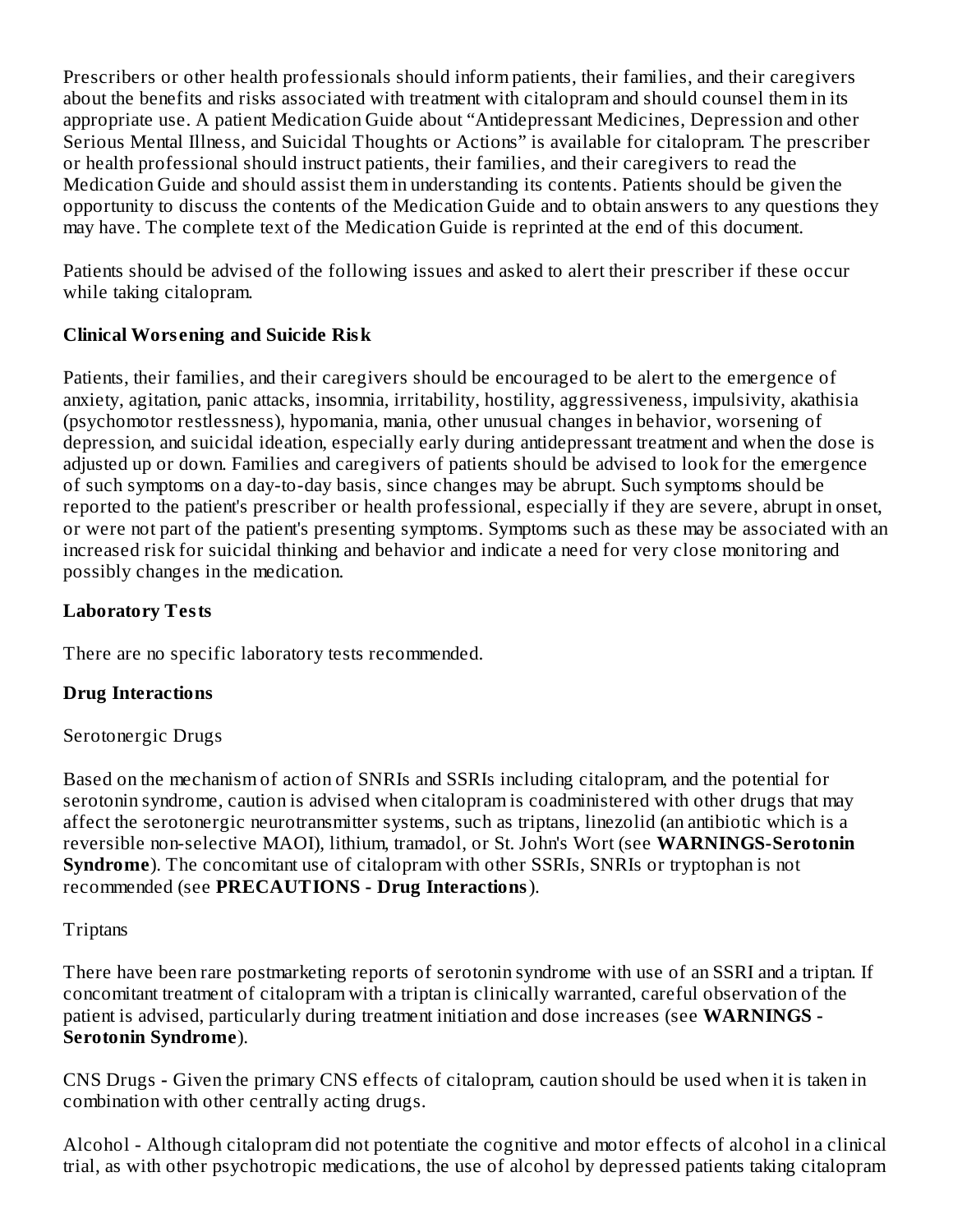Prescribers or other health professionals should inform patients, their families, and their caregivers about the benefits and risks associated with treatment with citalopram and should counsel them in its appropriate use. A patient Medication Guide about "Antidepressant Medicines, Depression and other Serious Mental Illness, and Suicidal Thoughts or Actions" is available for citalopram. The prescriber or health professional should instruct patients, their families, and their caregivers to read the Medication Guide and should assist them in understanding its contents. Patients should be given the opportunity to discuss the contents of the Medication Guide and to obtain answers to any questions they may have. The complete text of the Medication Guide is reprinted at the end of this document.

Patients should be advised of the following issues and asked to alert their prescriber if these occur while taking citalopram.

**Clinical Worsening and Suicide Risk**

Patients, their families, and their caregivers should be encouraged to be alert to the emergence of anxiety, agitation, panic attacks, insomnia, irritability, hostility, aggressiveness, impulsivity, akathisia (psychomotor restlessness), hypomania, mania, other unusual changes in behavior, worsening of depression, and suicidal ideation, especially early during antidepressant treatment and when the dose is adjusted up or down. Families and caregivers of patients should be advised to look for the emergence of such symptoms on a day-to-day basis, since changes may be abrupt. Such symptoms should be reported to the patient's prescriber or health professional, especially if they are severe, abrupt in onset, or were not part of the patient's presenting symptoms. Symptoms such as these may be associated with an increased risk for suicidal thinking and behavior and indicate a need for very close monitoring and possibly changes in the medication.

**Laboratory Tests**

There are no specific laboratory tests recommended.

**Drug Interactions**

Serotonergic Drugs

Based on the mechanism of action of SNRIs and SSRIs including citalopram, and the potential for serotonin syndrome, caution is advised when citalopram is coadministered with other drugs that may affect the serotonergic neurotransmitter systems, such as triptans, linezolid (an antibiotic which is a reversible non-selective MAOI), lithium, tramadol, or St. John's Wort (see **WARNINGS-Serotonin Syndrome**). The concomitant use of citalopram with other SSRIs, SNRIs or tryptophan is not recommended (see **PRECAUTIONS - Drug Interactions**).

Triptans

There have been rare postmarketing reports of serotonin syndrome with use of an SSRI and a triptan. If concomitant treatment of citalopram with a triptan is clinically warranted, careful observation of the patient is advised, particularly during treatment initiation and dose increases (see **WARNINGS - Serotonin Syndrome**).

CNS Drugs - Given the primary CNS effects of citalopram, caution should be used when it is taken in combination with other centrally acting drugs.

Alcohol - Although citalopram did not potentiate the cognitive and motor effects of alcohol in a clinical trial, as with other psychotropic medications, the use of alcohol by depressed patients taking citalopram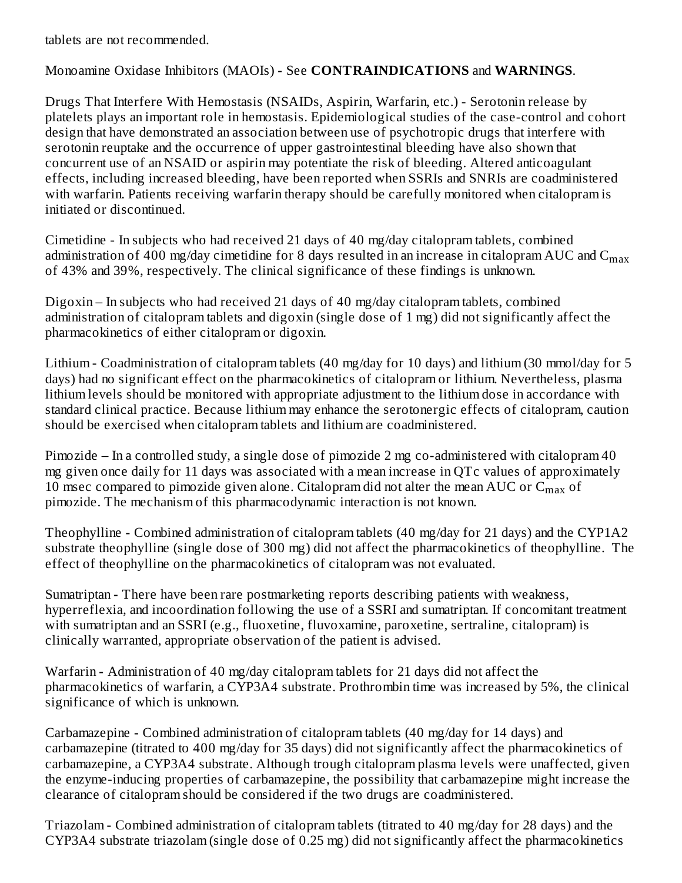tablets are not recommended.

Monoamine Oxidase Inhibitors (MAOIs) - See **CONTRAINDICATIONS** and **WARNINGS**.

Drugs That Interfere With Hemostasis (NSAIDs, Aspirin, Warfarin, etc.) - Serotonin release by platelets plays an important role in hemostasis. Epidemiological studies of the case-control and cohort design that have demonstrated an association between use of psychotropic drugs that interfere with serotonin reuptake and the occurrence of upper gastrointestinal bleeding have also shown that concurrent use of an NSAID or aspirin may potentiate the risk of bleeding. Altered anticoagulant effects, including increased bleeding, have been reported when SSRIs and SNRIs are coadministered with warfarin. Patients receiving warfarin therapy should be carefully monitored when citalopram is initiated or discontinued.

Cimetidine - In subjects who had received 21 days of 40 mg/day citalopram tablets, combined administration of 400 mg/day cimetidine for 8 days resulted in an increase in citalopram AUC and $C_{max}$ of 43% and 39%, respectively. The clinical significance of these findings is unknown.

Digoxin – In subjects who had received 21 days of 40 mg/day citalopram tablets, combined administration of citalopram tablets and digoxin (single dose of 1 mg) did not significantly affect the pharmacokinetics of either citalopram or digoxin.

Lithium - Coadministration of citalopram tablets (40 mg/day for 10 days) and lithium (30 mmol/day for 5 days) had no significant effect on the pharmacokinetics of citalopram or lithium. Nevertheless, plasma lithium levels should be monitored with appropriate adjustment to the lithium dose in accordance with standard clinical practice. Because lithium may enhance the serotonergic effects of citalopram, caution should be exercised when citalopram tablets and lithium are coadministered.

Pimozide – In a controlled study, a single dose of pimozide 2 mg co-administered with citalopram 40 mg given once daily for 11 days was associated with a mean increase in QTc values of approximately 10 msec compared to pimozide given alone. Citalopram did not alter the mean AUC or $C_{max}$ of pimozide. The mechanism of this pharmacodynamic interaction is not known.

Theophylline - Combined administration of citalopram tablets (40 mg/day for 21 days) and the CYP1A2 substrate theophylline (single dose of 300 mg) did not affect the pharmacokinetics of theophylline. The effect of theophylline on the pharmacokinetics of citalopram was not evaluated.

Sumatriptan - There have been rare postmarketing reports describing patients with weakness, hyperreflexia, and incoordination following the use of a SSRI and sumatriptan. If concomitant treatment with sumatriptan and an SSRI (e.g., fluoxetine, fluvoxamine, paroxetine, sertraline, citalopram) is clinically warranted, appropriate observation of the patient is advised.

Warfarin - Administration of 40 mg/day citalopram tablets for 21 days did not affect the pharmacokinetics of warfarin, a CYP3A4 substrate. Prothrombin time was increased by 5%, the clinical significance of which is unknown.

Carbamazepine - Combined administration of citalopram tablets (40 mg/day for 14 days) and carbamazepine (titrated to 400 mg/day for 35 days) did not significantly affect the pharmacokinetics of carbamazepine, a CYP3A4 substrate. Although trough citalopram plasma levels were unaffected, given the enzyme-inducing properties of carbamazepine, the possibility that carbamazepine might increase the clearance of citalopram should be considered if the two drugs are coadministered.

Triazolam - Combined administration of citalopram tablets (titrated to 40 mg/day for 28 days) and the CYP3A4 substrate triazolam (single dose of 0.25 mg) did not significantly affect the pharmacokinetics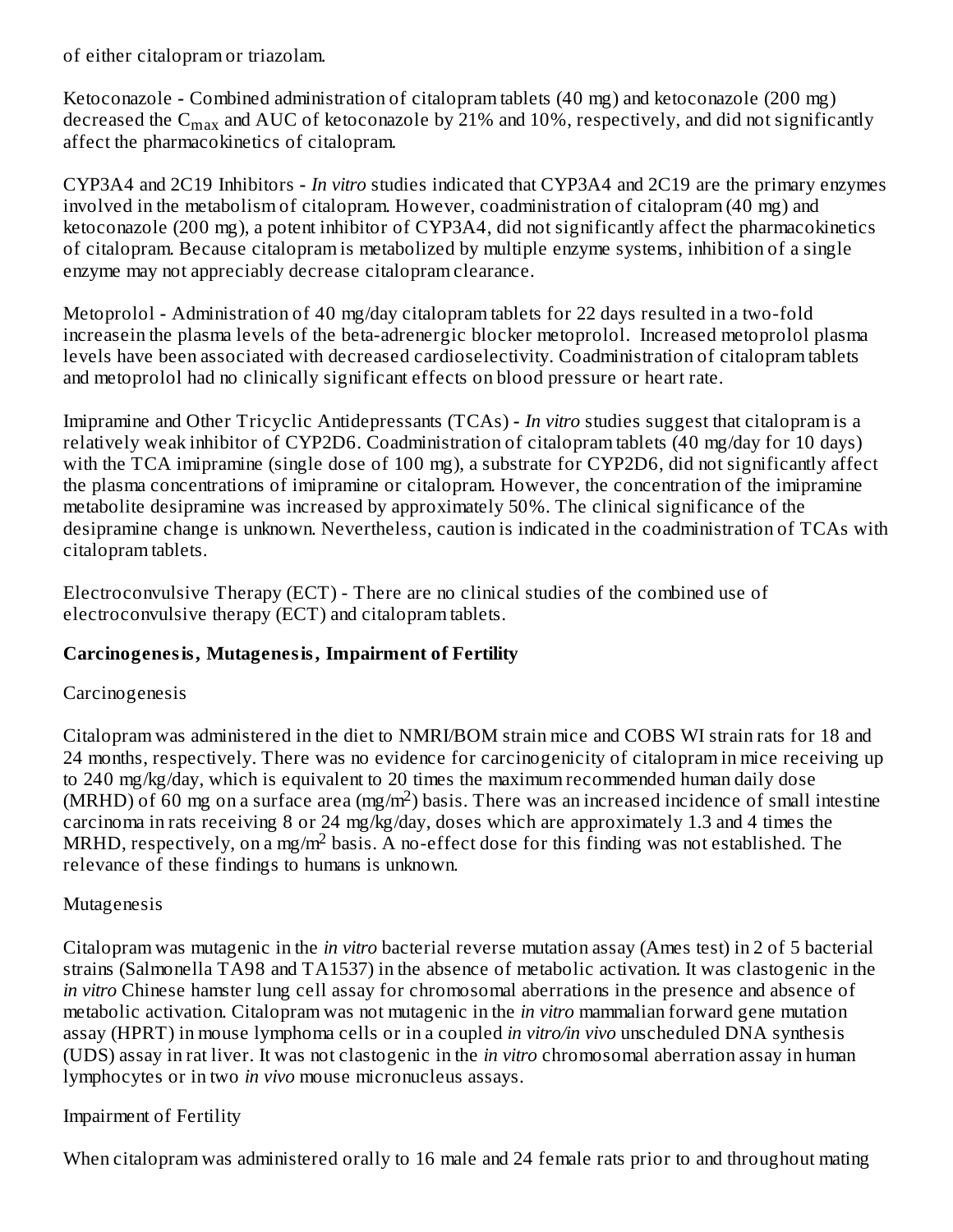of either citalopram or triazolam.

Ketoconazole - Combined administration of citalopram tablets (40 mg) and ketoconazole (200 mg) decreased the $C_{max}$ and AUC of ketoconazole by 21% and 10%, respectively, and did not significantly affect the pharmacokinetics of citalopram.

CYP3A4 and 2C19 Inhibitors - *In vitro* studies indicated that CYP3A4 and 2C19 are the primary enzymes involved in the metabolism of citalopram. However, coadministration of citalopram (40 mg) and ketoconazole (200 mg), a potent inhibitor of CYP3A4, did not significantly affect the pharmacokinetics of citalopram. Because citalopram is metabolized by multiple enzyme systems, inhibition of a single enzyme may not appreciably decrease citalopram clearance.

Metoprolol - Administration of 40 mg/day citalopram tablets for 22 days resulted in a two-fold increasein the plasma levels of the beta-adrenergic blocker metoprolol. Increased metoprolol plasma levels have been associated with decreased cardioselectivity. Coadministration of citalopram tablets and metoprolol had no clinically significant effects on blood pressure or heart rate.

Imipramine and Other Tricyclic Antidepressants (TCAs) - *In vitro* studies suggest that citalopram is a relatively weak inhibitor of CYP2D6. Coadministration of citalopram tablets (40 mg/day for 10 days) with the TCA imipramine (single dose of 100 mg), a substrate for CYP2D6, did not significantly affect the plasma concentrations of imipramine or citalopram. However, the concentration of the imipramine metabolite desipramine was increased by approximately 50%. The clinical significance of the desipramine change is unknown. Nevertheless, caution is indicated in the coadministration of TCAs with citalopram tablets.

Electroconvulsive Therapy (ECT) - There are no clinical studies of the combined use of electroconvulsive therapy (ECT) and citalopram tablets.

**Carcinogenesis, Mutagenesis, Impairment of Fertility**

Carcinogenesis

Citalopram was administered in the diet to NMRI/BOM strain mice and COBS WI strain rats for 18 and 24 months, respectively. There was no evidence for carcinogenicity of citalopram in mice receiving up to 240 mg/kg/day, which is equivalent to 20 times the maximum recommended human daily dose (MRHD) of 60 mg on a surface area ($mg/m^2$) basis. There was an increased incidence of small intestine carcinoma in rats receiving 8 or 24 mg/kg/day, doses which are approximately 1.3 and 4 times the MRHD, respectively, on a $mg/m^2$ basis. A no-effect dose for this finding was not established. The relevance of these findings to humans is unknown.

Mutagenesis

Citalopram was mutagenic in the *in vitro* bacterial reverse mutation assay (Ames test) in 2 of 5 bacterial strains (Salmonella TA98 and TA1537) in the absence of metabolic activation. It was clastogenic in the *in vitro* Chinese hamster lung cell assay for chromosomal aberrations in the presence and absence of metabolic activation. Citalopram was not mutagenic in the *in vitro* mammalian forward gene mutation assay (HPRT) in mouse lymphoma cells or in a coupled *in vitro/in vivo* unscheduled DNA synthesis (UDS) assay in rat liver. It was not clastogenic in the *in vitro* chromosomal aberration assay in human lymphocytes or in two *in vivo* mouse micronucleus assays.

Impairment of Fertility

When citalopram was administered orally to 16 male and 24 female rats prior to and throughout mating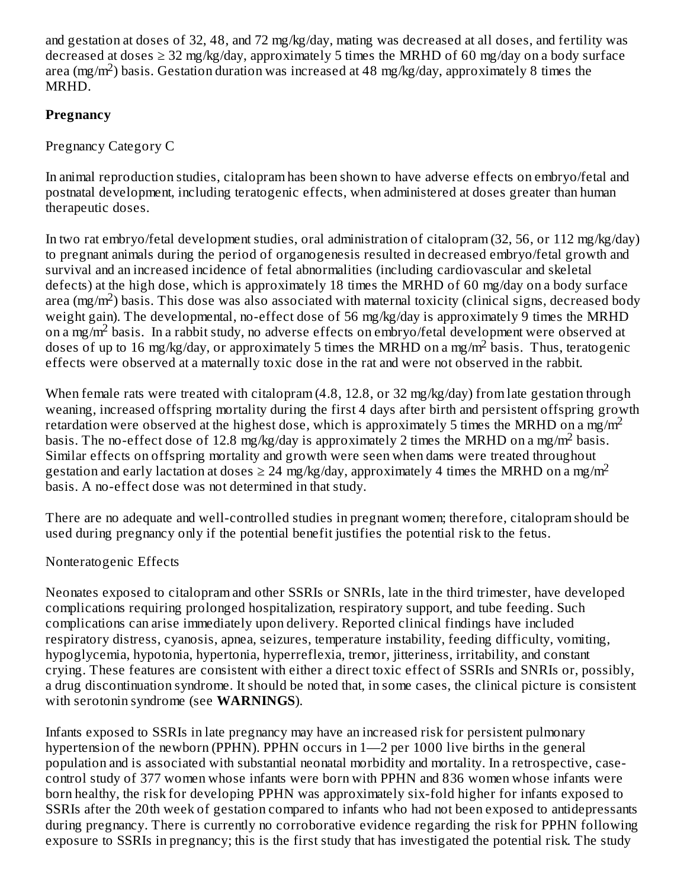and gestation at doses of 32, 48, and 72 mg/kg/day, mating was decreased at all doses, and fertility was decreased at doses ≥ 32 mg/kg/day, approximately 5 times the MRHD of 60 mg/day on a body surface area ($mg/m^2$) basis. Gestation duration was increased at 48 mg/kg/day, approximately 8 times the MRHD.

**Pregnancy**

Pregnancy Category C

In animal reproduction studies, citalopram has been shown to have adverse effects on embryo/fetal and postnatal development, including teratogenic effects, when administered at doses greater than human therapeutic doses.

In two rat embryo/fetal development studies, oral administration of citalopram (32, 56, or 112 mg/kg/day) to pregnant animals during the period of organogenesis resulted in decreased embryo/fetal growth and survival and an increased incidence of fetal abnormalities (including cardiovascular and skeletal defects) at the high dose, which is approximately 18 times the MRHD of 60 mg/day on a body surface area ($mg/m^2$) basis. This dose was also associated with maternal toxicity (clinical signs, decreased body weight gain). The developmental, no-effect dose of 56 mg/kg/day is approximately 9 times the MRHD on a $mg/m^2$ basis. In a rabbit study, no adverse effects on embryo/fetal development were observed at doses of up to 16 mg/kg/day, or approximately 5 times the MRHD on a $mg/m^2$ basis. Thus, teratogenic effects were observed at a maternally toxic dose in the rat and were not observed in the rabbit.

When female rats were treated with citalopram (4.8, 12.8, or 32 mg/kg/day) from late gestation through weaning, increased offspring mortality during the first 4 days after birth and persistent offspring growth retardation were observed at the highest dose, which is approximately 5 times the MRHD on a $mg/m^2$ basis. The no-effect dose of 12.8 mg/kg/day is approximately 2 times the MRHD on a $mg/m^2$ basis. Similar effects on offspring mortality and growth were seen when dams were treated throughout gestation and early lactation at doses ≥ 24 mg/kg/day, approximately 4 times the MRHD on a $mg/m^2$ basis. A no-effect dose was not determined in that study.

There are no adequate and well-controlled studies in pregnant women; therefore, citalopram should be used during pregnancy only if the potential benefit justifies the potential risk to the fetus.

Nonteratogenic Effects

Neonates exposed to citalopram and other SSRIs or SNRIs, late in the third trimester, have developed complications requiring prolonged hospitalization, respiratory support, and tube feeding. Such complications can arise immediately upon delivery. Reported clinical findings have included respiratory distress, cyanosis, apnea, seizures, temperature instability, feeding difficulty, vomiting, hypoglycemia, hypotonia, hypertonia, hyperreflexia, tremor, jitteriness, irritability, and constant crying. These features are consistent with either a direct toxic effect of SSRIs and SNRIs or, possibly, a drug discontinuation syndrome. It should be noted that, in some cases, the clinical picture is consistent with serotonin syndrome (see **WARNINGS**).

Infants exposed to SSRIs in late pregnancy may have an increased risk for persistent pulmonary hypertension of the newborn (PPHN). PPHN occurs in 1—2 per 1000 live births in the general population and is associated with substantial neonatal morbidity and mortality. In a retrospective, case-control study of 377 women whose infants were born with PPHN and 836 women whose infants were born healthy, the risk for developing PPHN was approximately six-fold higher for infants exposed to SSRIs after the 20th week of gestation compared to infants who had not been exposed to antidepressants during pregnancy. There is currently no corroborative evidence regarding the risk for PPHN following exposure to SSRIs in pregnancy; this is the first study that has investigated the potential risk. The study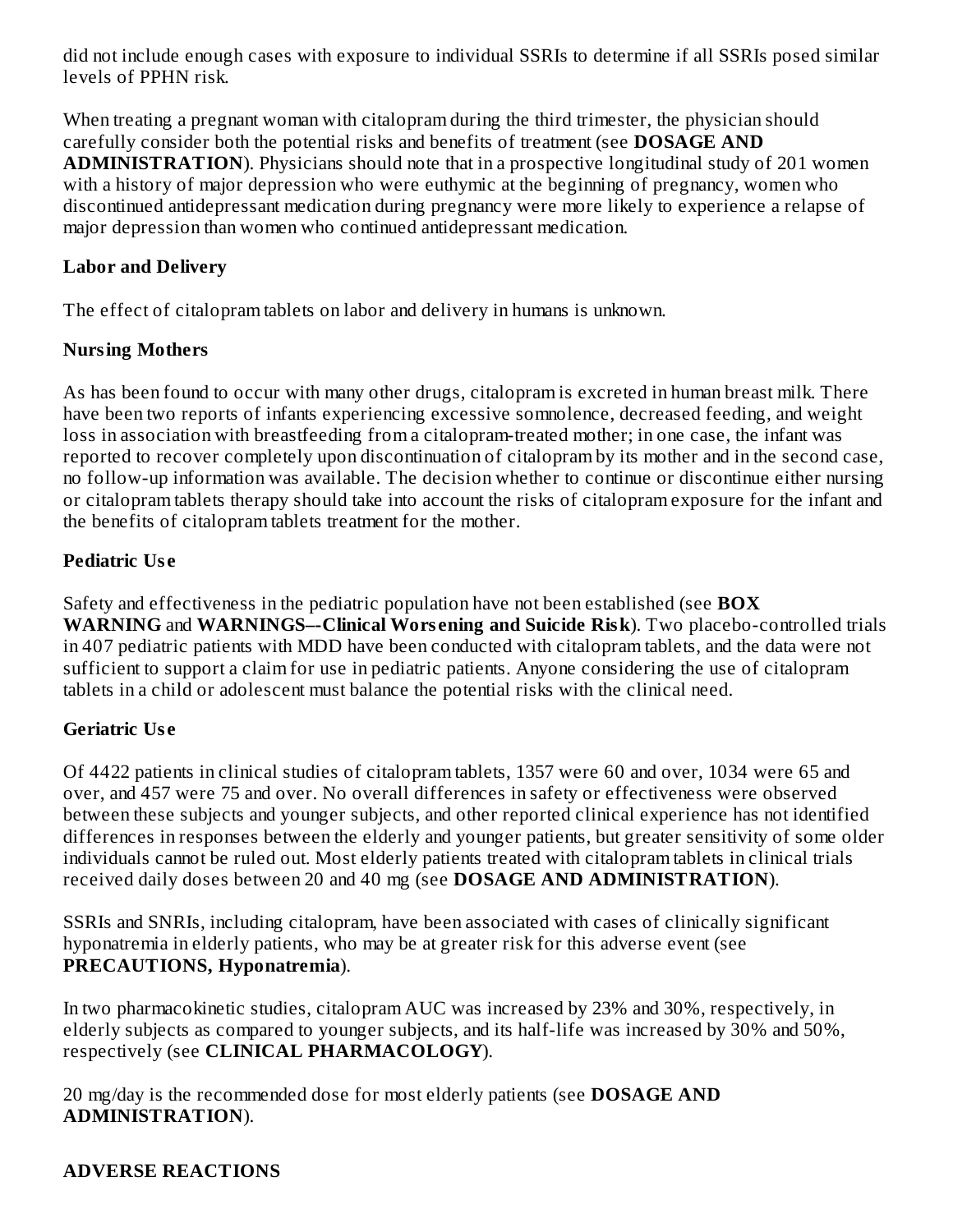did not include enough cases with exposure to individual SSRIs to determine if all SSRIs posed similar levels of PPHN risk.

When treating a pregnant woman with citalopram during the third trimester, the physician should carefully consider both the potential risks and benefits of treatment (see **DOSAGE AND ADMINISTRATION**). Physicians should note that in a prospective longitudinal study of 201 women with a history of major depression who were euthymic at the beginning of pregnancy, women who discontinued antidepressant medication during pregnancy were more likely to experience a relapse of major depression than women who continued antidepressant medication.

**Labor and Delivery**

The effect of citalopram tablets on labor and delivery in humans is unknown.

**Nursing Mothers**

As has been found to occur with many other drugs, citalopram is excreted in human breast milk. There have been two reports of infants experiencing excessive somnolence, decreased feeding, and weight loss in association with breastfeeding from a citalopram-treated mother; in one case, the infant was reported to recover completely upon discontinuation of citalopram by its mother and in the second case, no follow-up information was available. The decision whether to continue or discontinue either nursing or citalopram tablets therapy should take into account the risks of citalopram exposure for the infant and the benefits of citalopram tablets treatment for the mother.

**Pediatric Use**

Safety and effectiveness in the pediatric population have not been established (see **BOX WARNING** and **WARNINGS–-Clinical Worsening and Suicide Risk**). Two placebo-controlled trials in 407 pediatric patients with MDD have been conducted with citalopram tablets, and the data were not sufficient to support a claim for use in pediatric patients. Anyone considering the use of citalopram tablets in a child or adolescent must balance the potential risks with the clinical need.

**Geriatric Use**

Of 4422 patients in clinical studies of citalopram tablets, 1357 were 60 and over, 1034 were 65 and over, and 457 were 75 and over. No overall differences in safety or effectiveness were observed between these subjects and younger subjects, and other reported clinical experience has not identified differences in responses between the elderly and younger patients, but greater sensitivity of some older individuals cannot be ruled out. Most elderly patients treated with citalopram tablets in clinical trials received daily doses between 20 and 40 mg (see **DOSAGE AND ADMINISTRATION**).

SSRIs and SNRIs, including citalopram, have been associated with cases of clinically significant hyponatremia in elderly patients, who may be at greater risk for this adverse event (see **PRECAUTIONS, Hyponatremia**).

In two pharmacokinetic studies, citalopram AUC was increased by 23% and 30%, respectively, in elderly subjects as compared to younger subjects, and its half-life was increased by 30% and 50%, respectively (see **CLINICAL PHARMACOLOGY**).

20 mg/day is the recommended dose for most elderly patients (see **DOSAGE AND ADMINISTRATION**).

## ADVERSE REACTIONS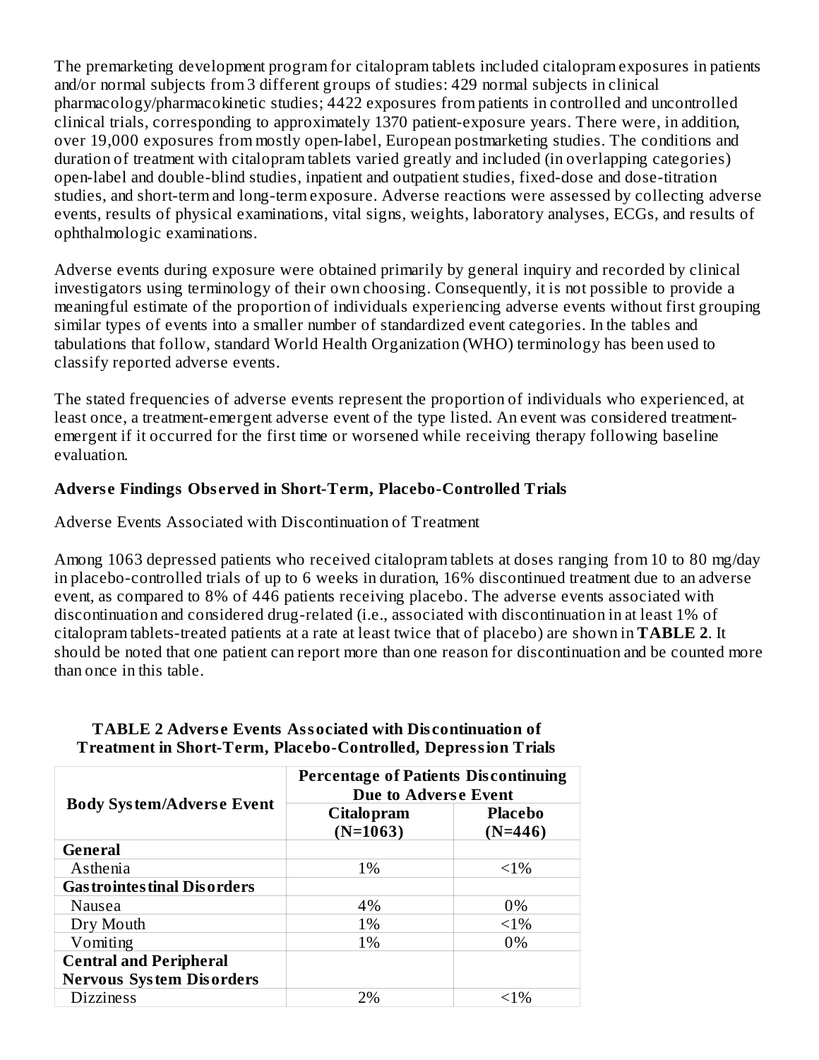The premarketing development program for citalopram tablets included citalopram exposures in patients and/or normal subjects from 3 different groups of studies: 429 normal subjects in clinical pharmacology/pharmacokinetic studies; 4422 exposures from patients in controlled and uncontrolled clinical trials, corresponding to approximately 1370 patient-exposure years. There were, in addition, over 19,000 exposures from mostly open-label, European postmarketing studies. The conditions and duration of treatment with citalopram tablets varied greatly and included (in overlapping categories) open-label and double-blind studies, inpatient and outpatient studies, fixed-dose and dose-titration studies, and short-term and long-term exposure. Adverse reactions were assessed by collecting adverse events, results of physical examinations, vital signs, weights, laboratory analyses, ECGs, and results of ophthalmologic examinations.

Adverse events during exposure were obtained primarily by general inquiry and recorded by clinical investigators using terminology of their own choosing. Consequently, it is not possible to provide a meaningful estimate of the proportion of individuals experiencing adverse events without first grouping similar types of events into a smaller number of standardized event categories. In the tables and tabulations that follow, standard World Health Organization (WHO) terminology has been used to classify reported adverse events.

The stated frequencies of adverse events represent the proportion of individuals who experienced, at least once, a treatment-emergent adverse event of the type listed. An event was considered treatment-emergent if it occurred for the first time or worsened while receiving therapy following baseline evaluation.

**Adverse Findings Observed in Short-Term, Placebo-Controlled Trials**

Adverse Events Associated with Discontinuation of Treatment

Among 1063 depressed patients who received citalopram tablets at doses ranging from 10 to 80 mg/day in placebo-controlled trials of up to 6 weeks in duration, 16% discontinued treatment due to an adverse event, as compared to 8% of 446 patients receiving placebo. The adverse events associated with discontinuation and considered drug-related (i.e., associated with discontinuation in at least 1% of citalopram tablets-treated patients at a rate at least twice that of placebo) are shown in **TABLE 2**. It should be noted that one patient can report more than one reason for discontinuation and be counted more than once in this table.

**TABLE 2 Adverse Events Associated with Discontinuation of Treatment in Short-Term, Placebo-Controlled, Depression Trials**

| Body System/Adverse Event | Percentage of Patients Discontinuing Due to Adverse Event | |
|---|---|---|
| | Citalopram (N=1063) | Placebo (N=446) |
| **General** | | |
| Asthenia | 1% | <1% |
| **Gastrointestinal Disorders** | | |
| Nausea | 4% | 0% |
| Dry Mouth | 1% | <1% |
| Vomiting | 1% | 0% |
| **Central and Peripheral Nervous System Disorders** | | |
| Dizziness | 2% | <1% |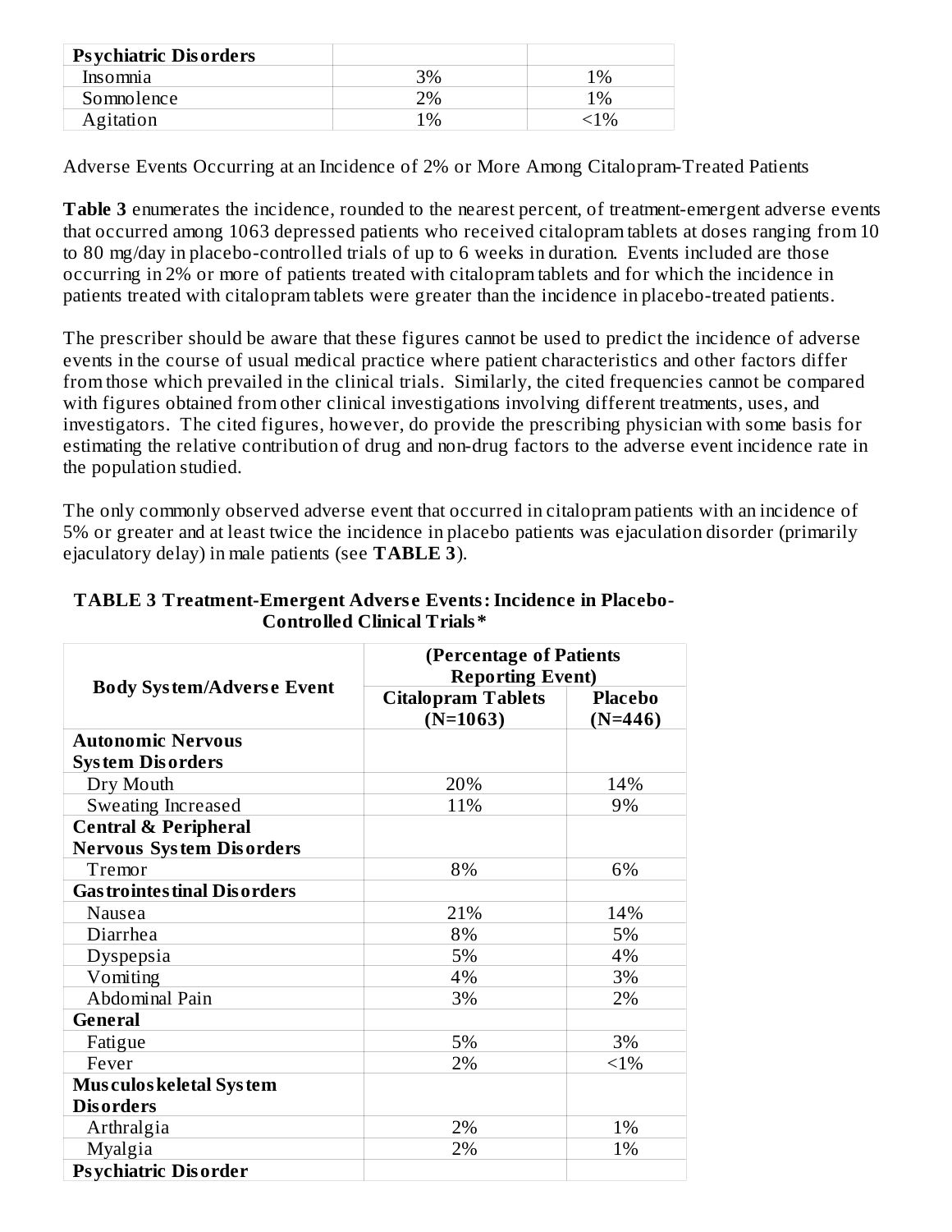| Psychiatric Disorders | | |
|---|---|---|
| Insomnia | 3% | 1% |
| Somnolence | 2% | 1% |
| Agitation | 1% | <1% |

Adverse Events Occurring at an Incidence of 2% or More Among Citalopram-Treated Patients

**Table 3** enumerates the incidence, rounded to the nearest percent, of treatment-emergent adverse events that occurred among 1063 depressed patients who received citalopram tablets at doses ranging from 10 to 80 mg/day in placebo-controlled trials of up to 6 weeks in duration. Events included are those occurring in 2% or more of patients treated with citalopram tablets and for which the incidence in patients treated with citalopram tablets were greater than the incidence in placebo-treated patients.

The prescriber should be aware that these figures cannot be used to predict the incidence of adverse events in the course of usual medical practice where patient characteristics and other factors differ from those which prevailed in the clinical trials. Similarly, the cited frequencies cannot be compared with figures obtained from other clinical investigations involving different treatments, uses, and investigators. The cited figures, however, do provide the prescribing physician with some basis for estimating the relative contribution of drug and non-drug factors to the adverse event incidence rate in the population studied.

The only commonly observed adverse event that occurred in citalopram patients with an incidence of 5% or greater and at least twice the incidence in placebo patients was ejaculation disorder (primarily ejaculatory delay) in male patients (see **TABLE 3**).

**TABLE 3 Treatment-Emergent Adverse Events: Incidence in Placebo-Controlled Clinical Trials***

| Body System/Adverse Event | (Percentage of Patients Reporting Event) | |
|---|---|---|
| | Citalopram Tablets (N=1063) | Placebo (N=446) |
| **Autonomic Nervous System Disorders** | | |
| Dry Mouth | 20% | 14% |
| Sweating Increased | 11% | 9% |
| **Central & Peripheral Nervous System Disorders** | | |
| Tremor | 8% | 6% |
| **Gastrointestinal Disorders** | | |
| Nausea | 21% | 14% |
| Diarrhea | 8% | 5% |
| Dyspepsia | 5% | 4% |
| Vomiting | 4% | 3% |
| Abdominal Pain | 3% | 2% |
| **General** | | |
| Fatigue | 5% | 3% |
| Fever | 2% | <1% |
| **Musculoskeletal System Disorders** | | |
| Arthralgia | 2% | 1% |
| Myalgia | 2% | 1% |
| **Psychiatric Disorder** | | |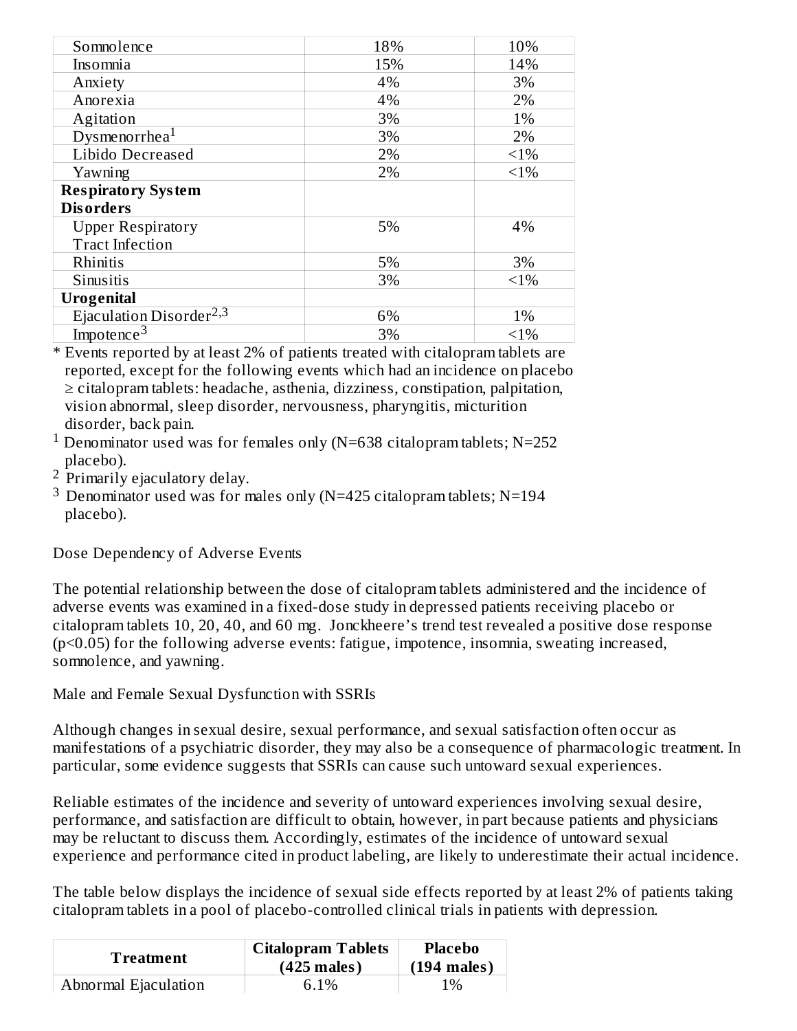| | | |
|---|---|---|
| Somnolence | 18% | 10% |
| Insomnia | 15% | 14% |
| Anxiety | 4% | 3% |
| Anorexia | 4% | 2% |
| Agitation | 3% | 1% |
| Dysmenorrhea[1] | 3% | 2% |
| Libido Decreased | 2% | <1% |
| Yawning | 2% | <1% |
| **Respiratory System Disorders** | | |
| Upper Respiratory Tract Infection | 5% | 4% |
| Rhinitis | 5% | 3% |
| Sinusitis | 3% | <1% |
| **Urogenital** | | |
| Ejaculation Disorder[2,3] | 6% | 1% |
| Impotence[3] | 3% | <1% |

* Events reported by at least 2% of patients treated with citalopram tablets are reported, except for the following events which had an incidence on placebo ≥ citalopram tablets: headache, asthenia, dizziness, constipation, palpitation, vision abnormal, sleep disorder, nervousness, pharyngitis, micturition disorder, back pain.

[1] Denominator used was for females only (N=638 citalopram tablets; N=252 placebo).

[2] Primarily ejaculatory delay.

[3] Denominator used was for males only (N=425 citalopram tablets; N=194 placebo).

Dose Dependency of Adverse Events

The potential relationship between the dose of citalopram tablets administered and the incidence of adverse events was examined in a fixed-dose study in depressed patients receiving placebo or citalopram tablets 10, 20, 40, and 60 mg. Jonckheere's trend test revealed a positive dose response ($p<0.05$) for the following adverse events: fatigue, impotence, insomnia, sweating increased, somnolence, and yawning.

Male and Female Sexual Dysfunction with SSRIs

Although changes in sexual desire, sexual performance, and sexual satisfaction often occur as manifestations of a psychiatric disorder, they may also be a consequence of pharmacologic treatment. In particular, some evidence suggests that SSRIs can cause such untoward sexual experiences.

Reliable estimates of the incidence and severity of untoward experiences involving sexual desire, performance, and satisfaction are difficult to obtain, however, in part because patients and physicians may be reluctant to discuss them. Accordingly, estimates of the incidence of untoward sexual experience and performance cited in product labeling, are likely to underestimate their actual incidence.

The table below displays the incidence of sexual side effects reported by at least 2% of patients taking citalopram tablets in a pool of placebo-controlled clinical trials in patients with depression.

| Treatment | Citalopram Tablets (425 males) | Placebo (194 males) |
|---|---|---|
| Abnormal Ejaculation | 6.1% | 1% |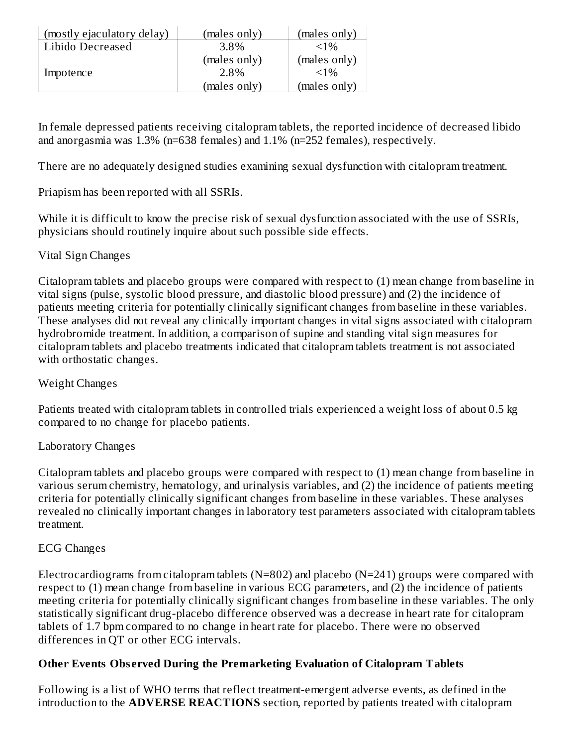| (mostly ejaculatory delay) | (males only) | (males only) |
| --- | --- | --- |
| Libido Decreased | 3.8% (males only) | <1% (males only) |
| Impotence | 2.8% (males only) | <1% (males only) |

In female depressed patients receiving citalopram tablets, the reported incidence of decreased libido and anorgasmia was 1.3% (n=638 females) and 1.1% (n=252 females), respectively.

There are no adequately designed studies examining sexual dysfunction with citalopram treatment.

Priapism has been reported with all SSRIs.

While it is difficult to know the precise risk of sexual dysfunction associated with the use of SSRIs, physicians should routinely inquire about such possible side effects.

Vital Sign Changes

Citalopram tablets and placebo groups were compared with respect to (1) mean change from baseline in vital signs (pulse, systolic blood pressure, and diastolic blood pressure) and (2) the incidence of patients meeting criteria for potentially clinically significant changes from baseline in these variables. These analyses did not reveal any clinically important changes in vital signs associated with citalopram hydrobromide treatment. In addition, a comparison of supine and standing vital sign measures for citalopram tablets and placebo treatments indicated that citalopram tablets treatment is not associated with orthostatic changes.

Weight Changes

Patients treated with citalopram tablets in controlled trials experienced a weight loss of about 0.5 kg compared to no change for placebo patients.

Laboratory Changes

Citalopram tablets and placebo groups were compared with respect to (1) mean change from baseline in various serum chemistry, hematology, and urinalysis variables, and (2) the incidence of patients meeting criteria for potentially clinically significant changes from baseline in these variables. These analyses revealed no clinically important changes in laboratory test parameters associated with citalopram tablets treatment.

ECG Changes

Electrocardiograms from citalopram tablets (N=802) and placebo (N=241) groups were compared with respect to (1) mean change from baseline in various ECG parameters, and (2) the incidence of patients meeting criteria for potentially clinically significant changes from baseline in these variables. The only statistically significant drug-placebo difference observed was a decrease in heart rate for citalopram tablets of 1.7 bpm compared to no change in heart rate for placebo. There were no observed differences in QT or other ECG intervals.

**Other Events Observed During the Premarketing Evaluation of Citalopram Tablets**

Following is a list of WHO terms that reflect treatment-emergent adverse events, as defined in the introduction to the **ADVERSE REACTIONS** section, reported by patients treated with citalopram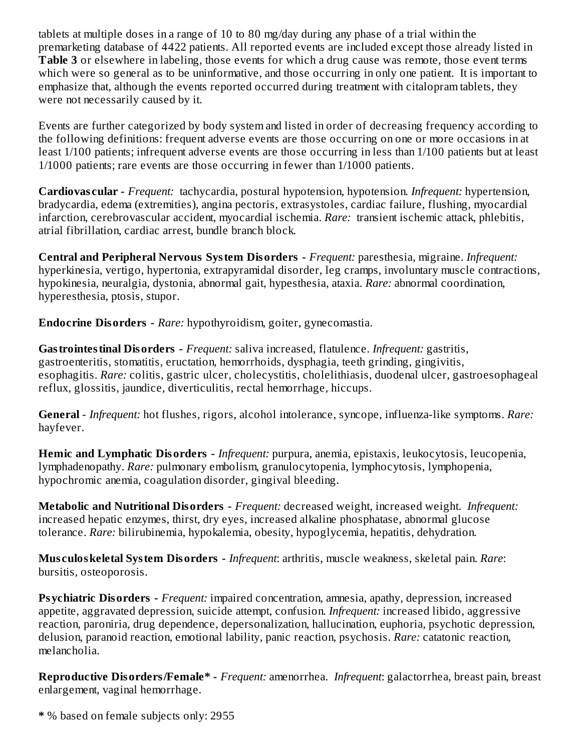tablets at multiple doses in a range of 10 to 80 mg/day during any phase of a trial within the premarketing database of 4422 patients. All reported events are included except those already listed in **Table 3** or elsewhere in labeling, those events for which a drug cause was remote, those event terms which were so general as to be uninformative, and those occurring in only one patient. It is important to emphasize that, although the events reported occurred during treatment with citalopram tablets, they were not necessarily caused by it.

Events are further categorized by body system and listed in order of decreasing frequency according to the following definitions: frequent adverse events are those occurring on one or more occasions in at least 1/100 patients; infrequent adverse events are those occurring in less than 1/100 patients but at least 1/1000 patients; rare events are those occurring in fewer than 1/1000 patients.

**Cardiovascular -** *Frequent:* tachycardia, postural hypotension, hypotension. *Infrequent:* hypertension, bradycardia, edema (extremities), angina pectoris, extrasystoles, cardiac failure, flushing, myocardial infarction, cerebrovascular accident, myocardial ischemia. *Rare:* transient ischemic attack, phlebitis, atrial fibrillation, cardiac arrest, bundle branch block.

**Central and Peripheral Nervous System Disorders -** *Frequent:* paresthesia, migraine. *Infrequent:* hyperkinesia, vertigo, hypertonia, extrapyramidal disorder, leg cramps, involuntary muscle contractions, hypokinesia, neuralgia, dystonia, abnormal gait, hypesthesia, ataxia. *Rare:* abnormal coordination, hyperesthesia, ptosis, stupor.

**Endocrine Disorders -** *Rare:* hypothyroidism, goiter, gynecomastia.

**Gastrointestinal Disorders -** *Frequent:* saliva increased, flatulence. *Infrequent:* gastritis, gastroenteritis, stomatitis, eructation, hemorrhoids, dysphagia, teeth grinding, gingivitis, esophagitis. *Rare:* colitis, gastric ulcer, cholecystitis, cholelithiasis, duodenal ulcer, gastroesophageal reflux, glossitis, jaundice, diverticulitis, rectal hemorrhage, hiccups.

**General -** *Infrequent:* hot flushes, rigors, alcohol intolerance, syncope, influenza-like symptoms. *Rare:* hayfever.

**Hemic and Lymphatic Disorders -** *Infrequent:* purpura, anemia, epistaxis, leukocytosis, leucopenia, lymphadenopathy. *Rare:* pulmonary embolism, granulocytopenia, lymphocytosis, lymphopenia, hypochromic anemia, coagulation disorder, gingival bleeding.

**Metabolic and Nutritional Disorders -** *Frequent:* decreased weight, increased weight. *Infrequent:* increased hepatic enzymes, thirst, dry eyes, increased alkaline phosphatase, abnormal glucose tolerance. *Rare:* bilirubinemia, hypokalemia, obesity, hypoglycemia, hepatitis, dehydration.

**Musculoskeletal System Disorders -** *Infrequent*: arthritis, muscle weakness, skeletal pain. *Rare*: bursitis, osteoporosis.

**Psychiatric Disorders -** *Frequent:* impaired concentration, amnesia, apathy, depression, increased appetite, aggravated depression, suicide attempt, confusion. *Infrequent:* increased libido, aggressive reaction, paroniria, drug dependence, depersonalization, hallucination, euphoria, psychotic depression, delusion, paranoid reaction, emotional lability, panic reaction, psychosis. *Rare:* catatonic reaction, melancholia.

**Reproductive Disorders/Female* -** *Frequent:* amenorrhea. *Infrequent*: galactorrhea, breast pain, breast enlargement, vaginal hemorrhage.

**\*** % based on female subjects only: 2955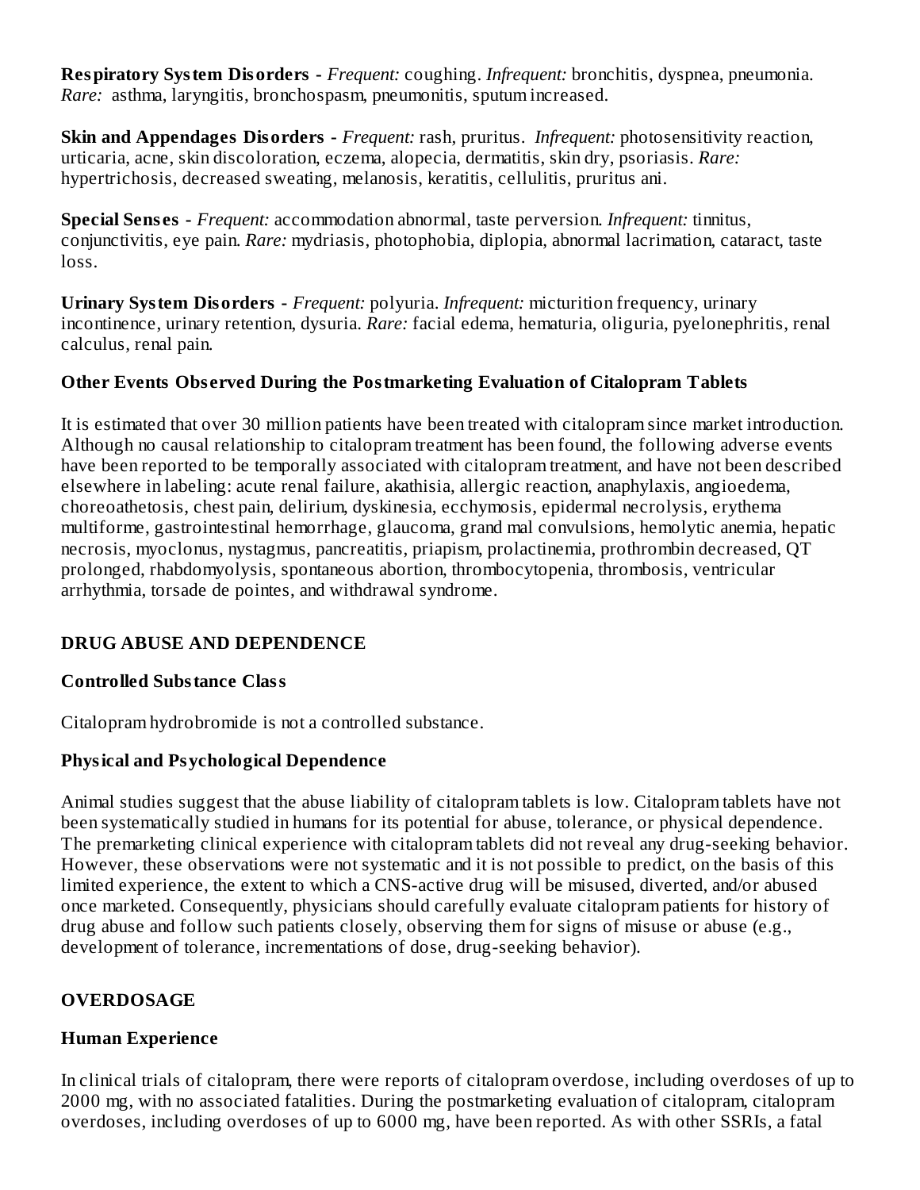**Respiratory System Disorders -** *Frequent:* coughing. *Infrequent:* bronchitis, dyspnea, pneumonia. *Rare:* asthma, laryngitis, bronchospasm, pneumonitis, sputum increased.

**Skin and Appendages Disorders -** *Frequent:* rash, pruritus. *Infrequent:* photosensitivity reaction, urticaria, acne, skin discoloration, eczema, alopecia, dermatitis, skin dry, psoriasis. *Rare:* hypertrichosis, decreased sweating, melanosis, keratitis, cellulitis, pruritus ani.

**Special Senses -** *Frequent:* accommodation abnormal, taste perversion. *Infrequent:* tinnitus, conjunctivitis, eye pain. *Rare:* mydriasis, photophobia, diplopia, abnormal lacrimation, cataract, taste loss.

**Urinary System Disorders -** *Frequent:* polyuria. *Infrequent:* micturition frequency, urinary incontinence, urinary retention, dysuria. *Rare:* facial edema, hematuria, oliguria, pyelonephritis, renal calculus, renal pain.

### Other Events Observed During the Postmarketing Evaluation of Citalopram Tablets

It is estimated that over 30 million patients have been treated with citalopram since market introduction. Although no causal relationship to citalopram treatment has been found, the following adverse events have been reported to be temporally associated with citalopram treatment, and have not been described elsewhere in labeling: acute renal failure, akathisia, allergic reaction, anaphylaxis, angioedema, choreoathetosis, chest pain, delirium, dyskinesia, ecchymosis, epidermal necrolysis, erythema multiforme, gastrointestinal hemorrhage, glaucoma, grand mal convulsions, hemolytic anemia, hepatic necrosis, myoclonus, nystagmus, pancreatitis, priapism, prolactinemia, prothrombin decreased, QT prolonged, rhabdomyolysis, spontaneous abortion, thrombocytopenia, thrombosis, ventricular arrhythmia, torsade de pointes, and withdrawal syndrome.

## DRUG ABUSE AND DEPENDENCE

### Controlled Substance Class

Citalopram hydrobromide is not a controlled substance.

### Physical and Psychological Dependence

Animal studies suggest that the abuse liability of citalopram tablets is low. Citalopram tablets have not been systematically studied in humans for its potential for abuse, tolerance, or physical dependence. The premarketing clinical experience with citalopram tablets did not reveal any drug-seeking behavior. However, these observations were not systematic and it is not possible to predict, on the basis of this limited experience, the extent to which a CNS-active drug will be misused, diverted, and/or abused once marketed. Consequently, physicians should carefully evaluate citalopram patients for history of drug abuse and follow such patients closely, observing them for signs of misuse or abuse (e.g., development of tolerance, incrementations of dose, drug-seeking behavior).

## OVERDOSAGE

### Human Experience

In clinical trials of citalopram, there were reports of citalopram overdose, including overdoses of up to 2000 mg, with no associated fatalities. During the postmarketing evaluation of citalopram, citalopram overdoses, including overdoses of up to 6000 mg, have been reported. As with other SSRIs, a fatal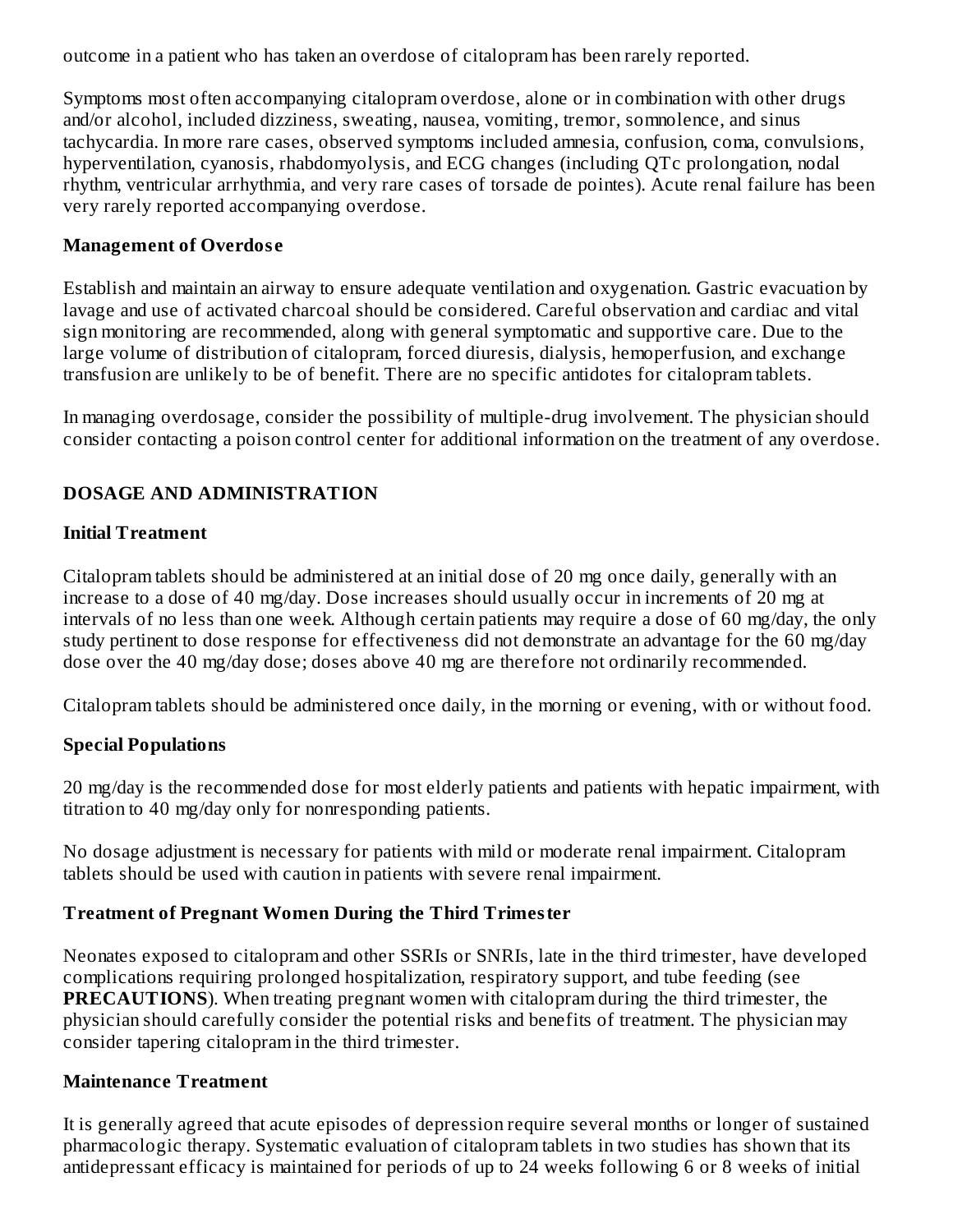outcome in a patient who has taken an overdose of citalopram has been rarely reported.

Symptoms most often accompanying citalopram overdose, alone or in combination with other drugs and/or alcohol, included dizziness, sweating, nausea, vomiting, tremor, somnolence, and sinus tachycardia. In more rare cases, observed symptoms included amnesia, confusion, coma, convulsions, hyperventilation, cyanosis, rhabdomyolysis, and ECG changes (including QTc prolongation, nodal rhythm, ventricular arrhythmia, and very rare cases of torsade de pointes). Acute renal failure has been very rarely reported accompanying overdose.

**Management of Overdose**

Establish and maintain an airway to ensure adequate ventilation and oxygenation. Gastric evacuation by lavage and use of activated charcoal should be considered. Careful observation and cardiac and vital sign monitoring are recommended, along with general symptomatic and supportive care. Due to the large volume of distribution of citalopram, forced diuresis, dialysis, hemoperfusion, and exchange transfusion are unlikely to be of benefit. There are no specific antidotes for citalopram tablets.

In managing overdosage, consider the possibility of multiple-drug involvement. The physician should consider contacting a poison control center for additional information on the treatment of any overdose.

## DOSAGE AND ADMINISTRATION

**Initial Treatment**

Citalopram tablets should be administered at an initial dose of 20 mg once daily, generally with an increase to a dose of 40 mg/day. Dose increases should usually occur in increments of 20 mg at intervals of no less than one week. Although certain patients may require a dose of 60 mg/day, the only study pertinent to dose response for effectiveness did not demonstrate an advantage for the 60 mg/day dose over the 40 mg/day dose; doses above 40 mg are therefore not ordinarily recommended.

Citalopram tablets should be administered once daily, in the morning or evening, with or without food.

**Special Populations**

20 mg/day is the recommended dose for most elderly patients and patients with hepatic impairment, with titration to 40 mg/day only for nonresponding patients.

No dosage adjustment is necessary for patients with mild or moderate renal impairment. Citalopram tablets should be used with caution in patients with severe renal impairment.

**Treatment of Pregnant Women During the Third Trimester**

Neonates exposed to citalopram and other SSRIs or SNRIs, late in the third trimester, have developed complications requiring prolonged hospitalization, respiratory support, and tube feeding (see **PRECAUTIONS**). When treating pregnant women with citalopram during the third trimester, the physician should carefully consider the potential risks and benefits of treatment. The physician may consider tapering citalopram in the third trimester.

**Maintenance Treatment**

It is generally agreed that acute episodes of depression require several months or longer of sustained pharmacologic therapy. Systematic evaluation of citalopram tablets in two studies has shown that its antidepressant efficacy is maintained for periods of up to 24 weeks following 6 or 8 weeks of initial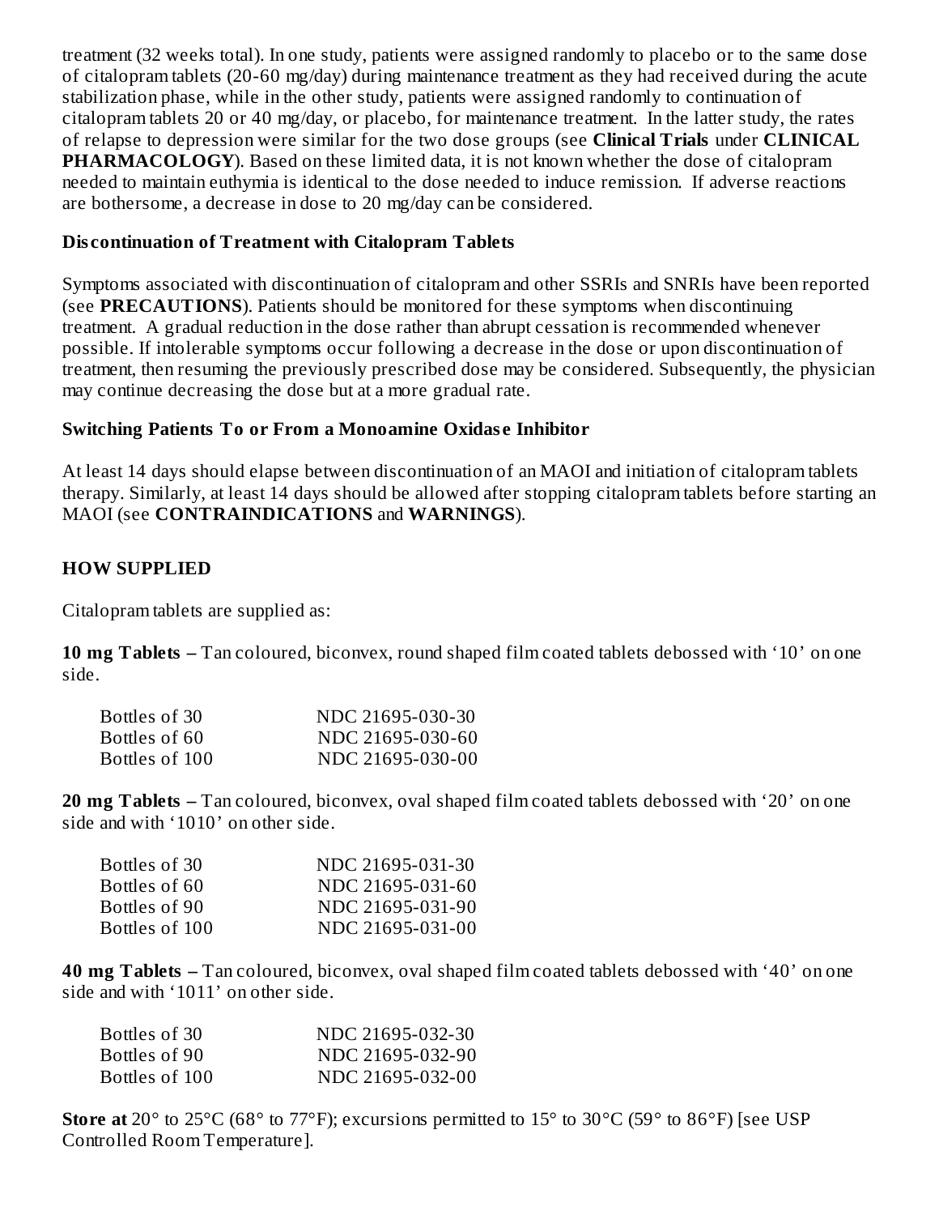treatment (32 weeks total). In one study, patients were assigned randomly to placebo or to the same dose of citalopram tablets (20-60 mg/day) during maintenance treatment as they had received during the acute stabilization phase, while in the other study, patients were assigned randomly to continuation of citalopram tablets 20 or 40 mg/day, or placebo, for maintenance treatment. In the latter study, the rates of relapse to depression were similar for the two dose groups (see **Clinical Trials** under **CLINICAL PHARMACOLOGY**). Based on these limited data, it is not known whether the dose of citalopram needed to maintain euthymia is identical to the dose needed to induce remission. If adverse reactions are bothersome, a decrease in dose to 20 mg/day can be considered.

**Discontinuation of Treatment with Citalopram Tablets**

Symptoms associated with discontinuation of citalopram and other SSRIs and SNRIs have been reported (see **PRECAUTIONS**). Patients should be monitored for these symptoms when discontinuing treatment. A gradual reduction in the dose rather than abrupt cessation is recommended whenever possible. If intolerable symptoms occur following a decrease in the dose or upon discontinuation of treatment, then resuming the previously prescribed dose may be considered. Subsequently, the physician may continue decreasing the dose but at a more gradual rate.

**Switching Patients To or From a Monoamine Oxidase Inhibitor**

At least 14 days should elapse between discontinuation of an MAOI and initiation of citalopram tablets therapy. Similarly, at least 14 days should be allowed after stopping citalopram tablets before starting an MAOI (see **CONTRAINDICATIONS** and **WARNINGS**).

## HOW SUPPLIED

Citalopram tablets are supplied as:

**10 mg Tablets –** Tan coloured, biconvex, round shaped film coated tablets debossed with '10' on one side.

| | |
|---|---|
| Bottles of 30 | NDC 21695-030-30 |
| Bottles of 60 | NDC 21695-030-60 |
| Bottles of 100 | NDC 21695-030-00 |

**20 mg Tablets –** Tan coloured, biconvex, oval shaped film coated tablets debossed with '20' on one side and with '1010' on other side.

| | |
|---|---|
| Bottles of 30 | NDC 21695-031-30 |
| Bottles of 60 | NDC 21695-031-60 |
| Bottles of 90 | NDC 21695-031-90 |
| Bottles of 100 | NDC 21695-031-00 |

**40 mg Tablets –** Tan coloured, biconvex, oval shaped film coated tablets debossed with '40' on one side and with '1011' on other side.

| | |
|---|---|
| Bottles of 30 | NDC 21695-032-30 |
| Bottles of 90 | NDC 21695-032-90 |
| Bottles of 100 | NDC 21695-032-00 |

**Store at** 20° to 25°C (68° to 77°F); excursions permitted to 15° to 30°C (59° to 86°F) [see USP Controlled Room Temperature].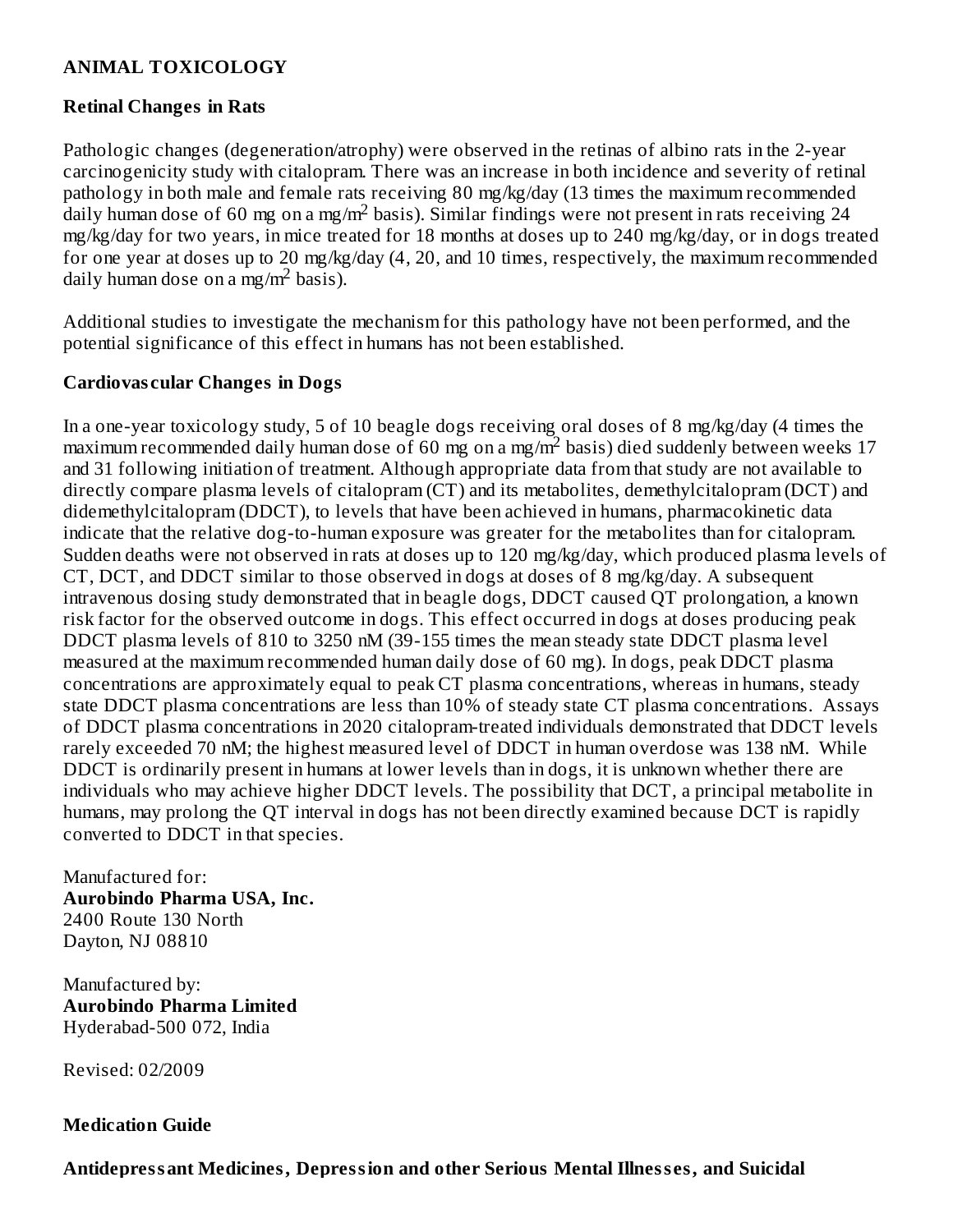## ANIMAL TOXICOLOGY

### Retinal Changes in Rats

Pathologic changes (degeneration/atrophy) were observed in the retinas of albino rats in the 2-year carcinogenicity study with citalopram. There was an increase in both incidence and severity of retinal pathology in both male and female rats receiving 80 mg/kg/day (13 times the maximum recommended daily human dose of 60 mg on a mg/$m^2$ basis). Similar findings were not present in rats receiving 24 mg/kg/day for two years, in mice treated for 18 months at doses up to 240 mg/kg/day, or in dogs treated for one year at doses up to 20 mg/kg/day (4, 20, and 10 times, respectively, the maximum recommended daily human dose on a mg/$m^2$ basis).

Additional studies to investigate the mechanism for this pathology have not been performed, and the potential significance of this effect in humans has not been established.

### Cardiovascular Changes in Dogs

In a one-year toxicology study, 5 of 10 beagle dogs receiving oral doses of 8 mg/kg/day (4 times the maximum recommended daily human dose of 60 mg on a mg/$m^2$ basis) died suddenly between weeks 17 and 31 following initiation of treatment. Although appropriate data from that study are not available to directly compare plasma levels of citalopram (CT) and its metabolites, demethylcitalopram (DCT) and didemethylcitalopram (DDCT), to levels that have been achieved in humans, pharmacokinetic data indicate that the relative dog-to-human exposure was greater for the metabolites than for citalopram. Sudden deaths were not observed in rats at doses up to 120 mg/kg/day, which produced plasma levels of CT, DCT, and DDCT similar to those observed in dogs at doses of 8 mg/kg/day. A subsequent intravenous dosing study demonstrated that in beagle dogs, DDCT caused QT prolongation, a known risk factor for the observed outcome in dogs. This effect occurred in dogs at doses producing peak DDCT plasma levels of 810 to 3250 nM (39-155 times the mean steady state DDCT plasma level measured at the maximum recommended human daily dose of 60 mg). In dogs, peak DDCT plasma concentrations are approximately equal to peak CT plasma concentrations, whereas in humans, steady state DDCT plasma concentrations are less than 10% of steady state CT plasma concentrations. Assays of DDCT plasma concentrations in 2020 citalopram-treated individuals demonstrated that DDCT levels rarely exceeded 70 nM; the highest measured level of DDCT in human overdose was 138 nM. While DDCT is ordinarily present in humans at lower levels than in dogs, it is unknown whether there are individuals who may achieve higher DDCT levels. The possibility that DCT, a principal metabolite in humans, may prolong the QT interval in dogs has not been directly examined because DCT is rapidly converted to DDCT in that species.

Manufactured for:
**Aurobindo Pharma USA, Inc.**
2400 Route 130 North
Dayton, NJ 08810

Manufactured by:
**Aurobindo Pharma Limited**
Hyderabad-500 072, India

Revised: 02/2009

**Medication Guide**

**Antidepressant Medicines, Depression and other Serious Mental Illnesses, and Suicidal**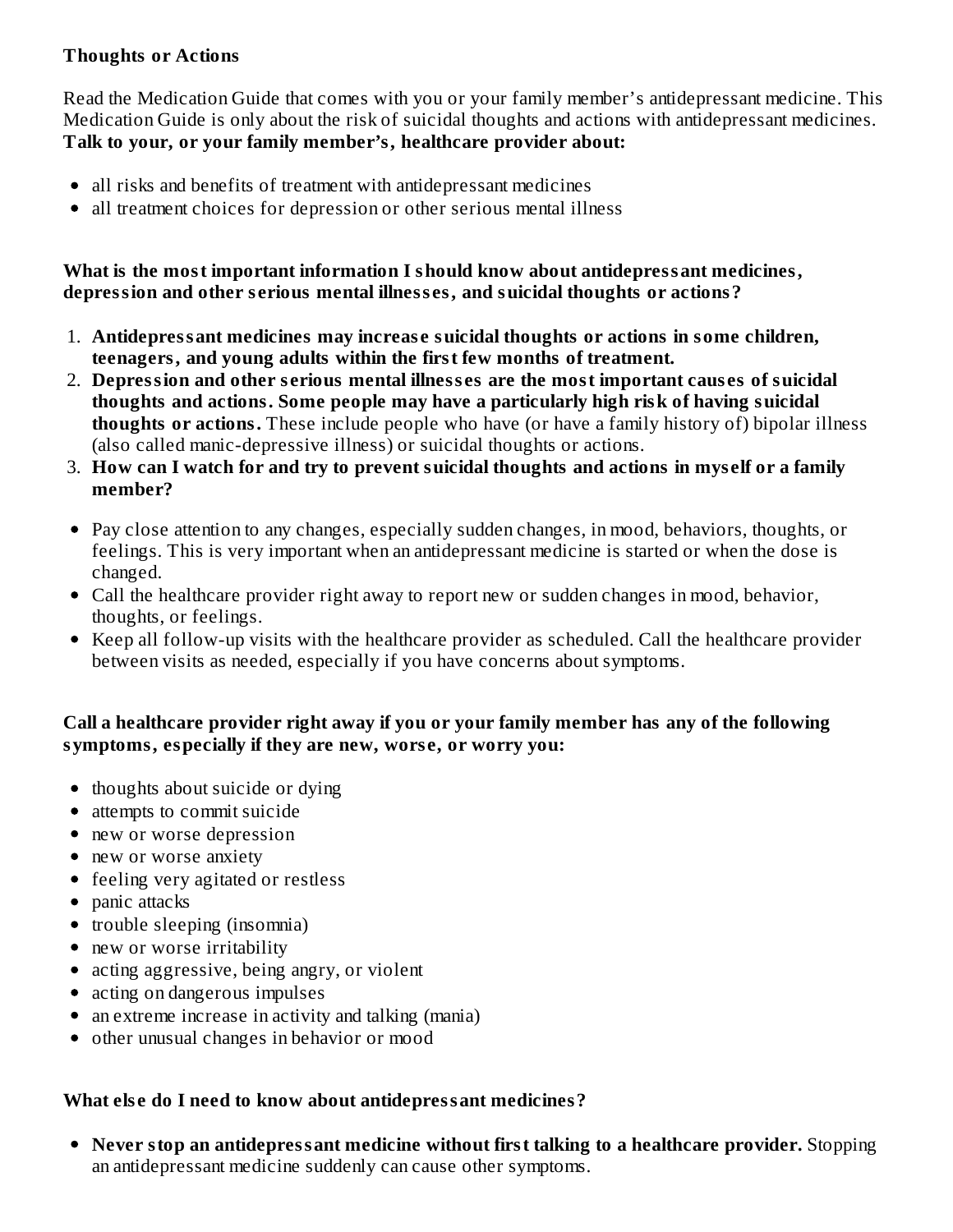**Thoughts or Actions**

Read the Medication Guide that comes with you or your family member's antidepressant medicine. This Medication Guide is only about the risk of suicidal thoughts and actions with antidepressant medicines. **Talk to your, or your family member's, healthcare provider about:**

- all risks and benefits of treatment with antidepressant medicines
- all treatment choices for depression or other serious mental illness

**What is the most important information I should know about antidepressant medicines, depression and other serious mental illnesses, and suicidal thoughts or actions?**

1. **Antidepressant medicines may increase suicidal thoughts or actions in some children, teenagers, and young adults within the first few months of treatment.**
2. **Depression and other serious mental illnesses are the most important causes of suicidal thoughts and actions. Some people may have a particularly high risk of having suicidal thoughts or actions.** These include people who have (or have a family history of) bipolar illness (also called manic-depressive illness) or suicidal thoughts or actions.
3. **How can I watch for and try to prevent suicidal thoughts and actions in myself or a family member?**

- Pay close attention to any changes, especially sudden changes, in mood, behaviors, thoughts, or feelings. This is very important when an antidepressant medicine is started or when the dose is changed.
- Call the healthcare provider right away to report new or sudden changes in mood, behavior, thoughts, or feelings.
- Keep all follow-up visits with the healthcare provider as scheduled. Call the healthcare provider between visits as needed, especially if you have concerns about symptoms.

**Call a healthcare provider right away if you or your family member has any of the following symptoms, especially if they are new, worse, or worry you:**

- thoughts about suicide or dying
- attempts to commit suicide
- new or worse depression
- new or worse anxiety
- feeling very agitated or restless
- panic attacks
- trouble sleeping (insomnia)
- new or worse irritability
- acting aggressive, being angry, or violent
- acting on dangerous impulses
- an extreme increase in activity and talking (mania)
- other unusual changes in behavior or mood

**What else do I need to know about antidepressant medicines?**

- **Never stop an antidepressant medicine without first talking to a healthcare provider.** Stopping an antidepressant medicine suddenly can cause other symptoms.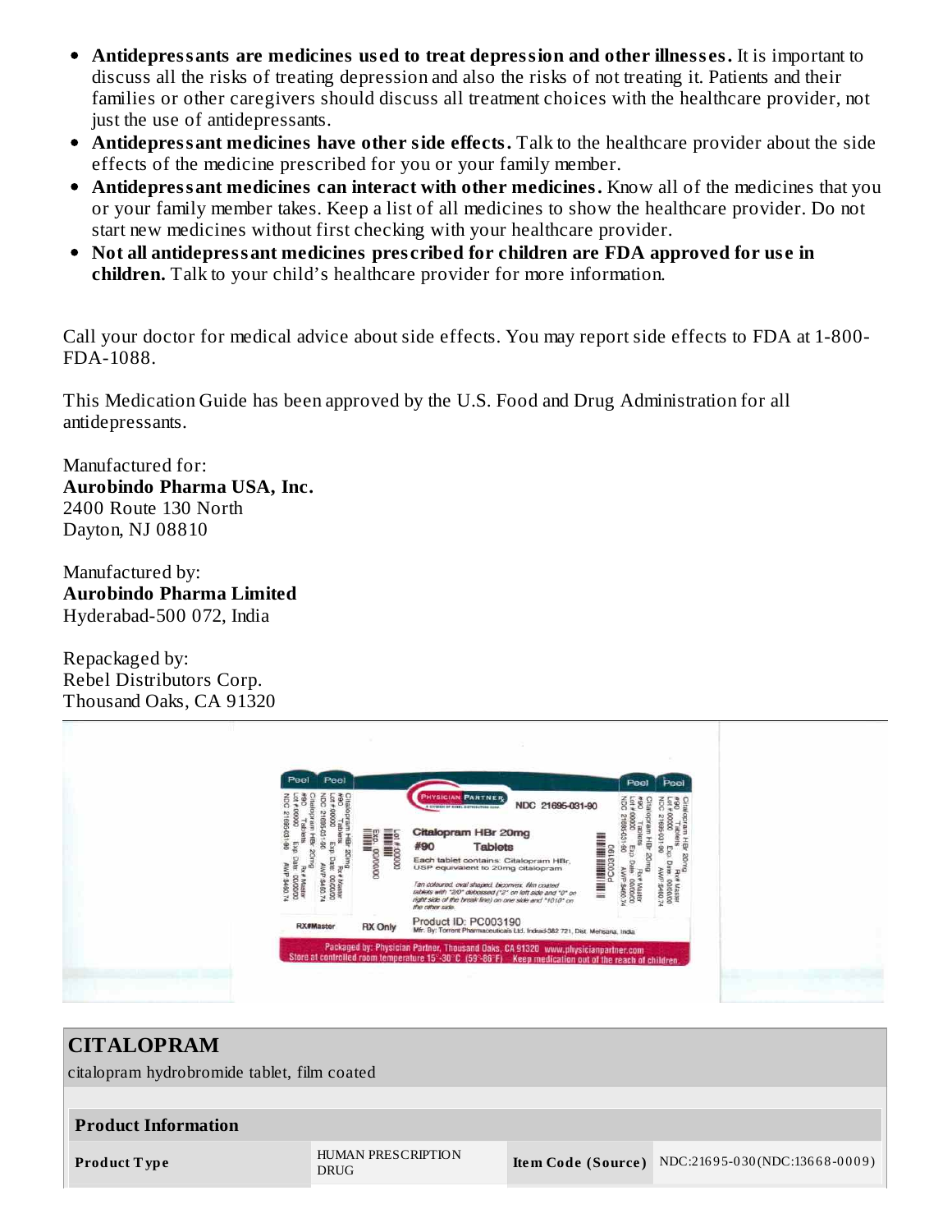- **Antidepressants are medicines used to treat depression and other illnesses.** It is important to discuss all the risks of treating depression and also the risks of not treating it. Patients and their families or other caregivers should discuss all treatment choices with the healthcare provider, not just the use of antidepressants.
- **Antidepressant medicines have other side effects.** Talk to the healthcare provider about the side effects of the medicine prescribed for you or your family member.
- **Antidepressant medicines can interact with other medicines.** Know all of the medicines that you or your family member takes. Keep a list of all medicines to show the healthcare provider. Do not start new medicines without first checking with your healthcare provider.
- **Not all antidepressant medicines prescribed for children are FDA approved for use in children.** Talk to your child's healthcare provider for more information.

Call your doctor for medical advice about side effects. You may report side effects to FDA at 1-800-FDA-1088.

This Medication Guide has been approved by the U.S. Food and Drug Administration for all antidepressants.

Manufactured for:
**Aurobindo Pharma USA, Inc.**
2400 Route 130 North
Dayton, NJ 08810

Manufactured by:
**Aurobindo Pharma Limited**
Hyderabad-500 072, India

Repackaged by:
Rebel Distributors Corp.
Thousand Oaks, CA 91320

PHYSICIAN PARTNER NDC 21695-031-90

Citalopram HBr 20mg
#90 Tablets
Each tablet contains: Citalopram HBr, USP equivalent to 20mg citalopram

Tan coloured, oval shaped, biconvex, film coated tablets with "2/0" debossed ("2" on left side and "0" on right side of the break line) on one side and "1010" on the other side.

Product ID: PC003190
Mfr. By: Torrent Pharmaceuticals Ltd. Indrad-382 721, Dist. Mehsana, India

RX#Master RX Only

Packaged by: Physician Partner, Thousand Oaks, CA 91320 www.physicianpartner.com
Store at controlled room temperature 15°-30°C (59°-86°F) Keep medication out of the reach of children.

## CITALOPRAM

citalopram hydrobromide tablet, film coated

| Product Information | | | |
|---|---|---|---|
| **Product Type** | HUMAN PRESCRIPTION DRUG | **Item Code (Source)** | NDC:21695-030(NDC:13668-0009) |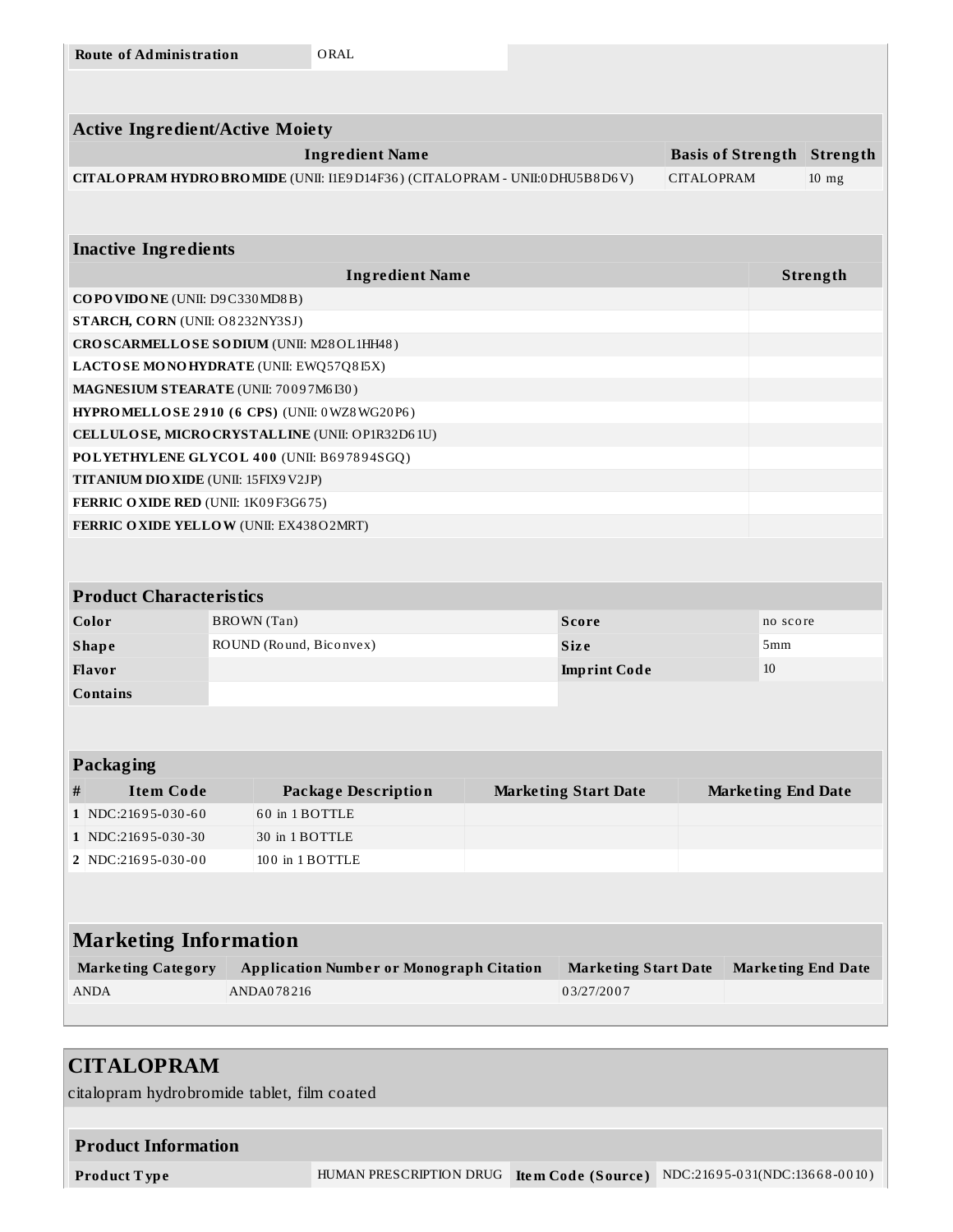| Route of Administration | ORAL |
|---|---|

| Active Ingredient/Active Moiety | | |
|---|---|---|
| **Ingredient Name** | **Basis of Strength** | **Strength** |
| **CITALOPRAM HYDROBROMIDE** (UNII: I1E9D14F36) (CITALOPRAM - UNII:0DHU5B8D6V) | CITALOPRAM | 10 mg |

| Inactive Ingredients | |
|---|---|
| **Ingredient Name** | **Strength** |
| **COPOVIDONE** (UNII: D9C330MD8B) | |
| **STARCH, CORN** (UNII: O8232NY3SJ) | |
| **CROSCARMELLOSE SODIUM** (UNII: M28OL1HH48) | |
| **LACTOSE MONOHYDRATE** (UNII: EWQ57Q8I5X) | |
| **MAGNESIUM STEARATE** (UNII: 70097M6I30) | |
| **HYPROMELLOSE 2910 (6 CPS)** (UNII: 0WZ8WG20P6) | |
| **CELLULOSE, MICROCRYSTALLINE** (UNII: OP1R32D61U) | |
| **POLYETHYLENE GLYCOL 400** (UNII: B697894SGQ) | |
| **TITANIUM DIOXIDE** (UNII: 15FIX9V2JP) | |
| **FERRIC OXIDE RED** (UNII: 1K09F3G675) | |
| **FERRIC OXIDE YELLOW** (UNII: EX438O2MRT) | |

| Product Characteristics | | | |
|---|---|---|---|
| **Color** | BROWN (Tan) | **Score** | no score |
| **Shape** | ROUND (Round, Biconvex) | **Size** | 5mm |
| **Flavor** | | **Imprint Code** | 10 |
| **Contains** | | | |

| Packaging | | | | |
|---|---|---|---|---|
| **#** | **Item Code** | **Package Description** | **Marketing Start Date** | **Marketing End Date** |
| 1 | NDC:21695-030-60 | 60 in 1 BOTTLE | | |
| 1 | NDC:21695-030-30 | 30 in 1 BOTTLE | | |
| 2 | NDC:21695-030-00 | 100 in 1 BOTTLE | | |

## Marketing Information

| Marketing Category | Application Number or Monograph Citation | Marketing Start Date | Marketing End Date |
|---|---|---|---|
| ANDA | ANDA078216 | 03/27/2007 | |

# CITALOPRAM

citalopram hydrobromide tablet, film coated

| Product Information | | | |
|---|---|---|---|
| **Product Type** | HUMAN PRESCRIPTION DRUG | **Item Code (Source)** | NDC:21695-031(NDC:13668-0010) |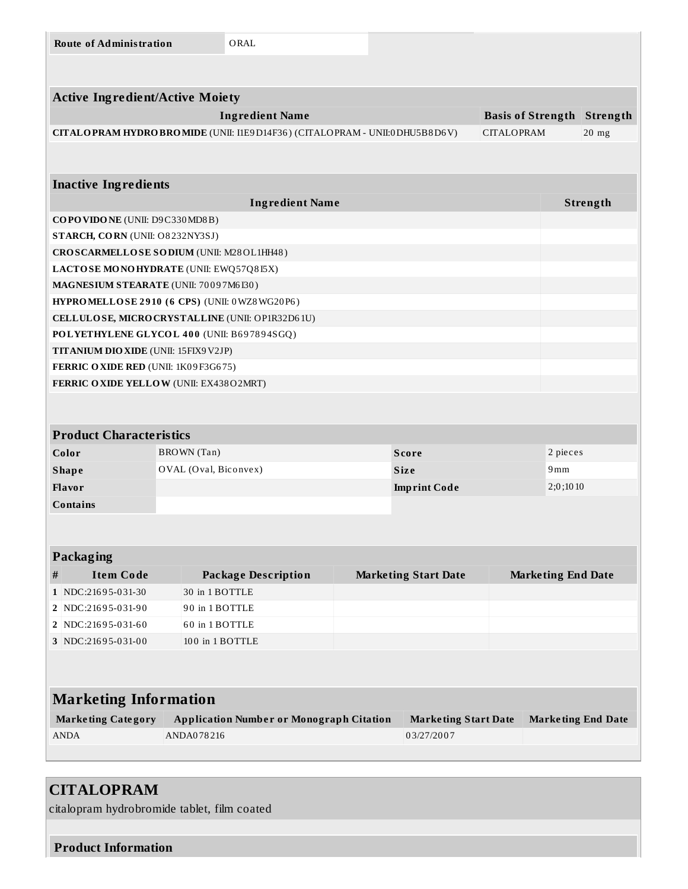| Route of Administration | ORAL |
| --- | --- |

| Active Ingredient/Active Moiety | | |
| --- | --- | --- |
| **Ingredient Name** | **Basis of Strength** | **Strength** |
| **CITALOPRAM HYDROBROMIDE** (UNII: I1E9D14F36) (CITALOPRAM - UNII:0DHU5B8D6V) | CITALOPRAM | 20 mg |

| Inactive Ingredients | |
| --- | --- |
| **Ingredient Name** | **Strength** |
| **COPOVIDONE** (UNII: D9C330MD8B) | |
| **STARCH, CORN** (UNII: O8232NY3SJ) | |
| **CROSCARMELLOSE SODIUM** (UNII: M28OL1HH48) | |
| **LACTOSE MONOHYDRATE** (UNII: EWQ57Q8I5X) | |
| **MAGNESIUM STEARATE** (UNII: 70097M6I30) | |
| **HYPROMELLOSE 2910 (6 CPS)** (UNII: 0WZ8WG20P6) | |
| **CELLULOSE, MICROCRYSTALLINE** (UNII: OP1R32D61U) | |
| **POLYETHYLENE GLYCOL 400** (UNII: B697894SGQ) | |
| **TITANIUM DIOXIDE** (UNII: 15FIX9V2JP) | |
| **FERRIC OXIDE RED** (UNII: 1K09F3G675) | |
| **FERRIC OXIDE YELLOW** (UNII: EX438O2MRT) | |

| Product Characteristics | | | |
| --- | --- | --- | --- |
| **Color** | BROWN (Tan) | **Score** | 2 pieces |
| **Shape** | OVAL (Oval, Biconvex) | **Size** | 9mm |
| **Flavor** | | **Imprint Code** | 2;0;1010 |
| **Contains** | | | |

| Packaging | | | | |
| --- | --- | --- | --- | --- |
| **#** | **Item Code** | **Package Description** | **Marketing Start Date** | **Marketing End Date** |
| **1** | NDC:21695-031-30 | 30 in 1 BOTTLE | | |
| **2** | NDC:21695-031-90 | 90 in 1 BOTTLE | | |
| **2** | NDC:21695-031-60 | 60 in 1 BOTTLE | | |
| **3** | NDC:21695-031-00 | 100 in 1 BOTTLE | | |

| Marketing Information | | | |
| --- | --- | --- | --- |
| **Marketing Category** | **Application Number or Monograph Citation** | **Marketing Start Date** | **Marketing End Date** |
| ANDA | ANDA078216 | 03/27/2007 | |

## CITALOPRAM

citalopram hydrobromide tablet, film coated

**Product Information**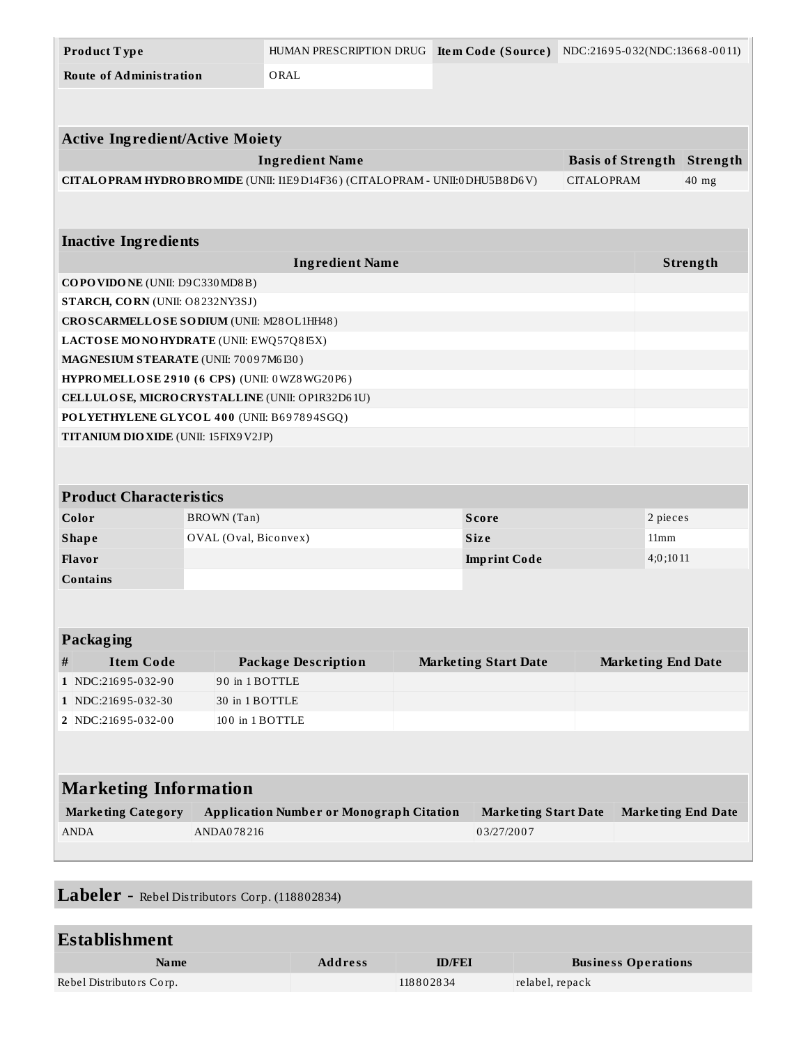| Product Type | HUMAN PRESCRIPTION DRUG | Item Code (Source) | NDC:21695-032(NDC:13668-0011) |
|---|---|---|---|
| Route of Administration | ORAL | | |

| Active Ingredient/Active Moiety | | |
|---|---|---|
| Ingredient Name | Basis of Strength | Strength |
| CITALOPRAM HYDROBROMIDE (UNII: I1E9D14F36) (CITALOPRAM - UNII:0DHU5B8D6V) | CITALOPRAM | 40 mg |

| Inactive Ingredients | |
|---|---|
| Ingredient Name | Strength |
| COPOVIDONE (UNII: D9C330MD8B) | |
| STARCH, CORN (UNII: O8232NY3SJ) | |
| CROSCARMELLOSE SODIUM (UNII: M28OL1HH48) | |
| LACTOSE MONOHYDRATE (UNII: EWQ57Q8I5X) | |
| MAGNESIUM STEARATE (UNII: 70097M6I30) | |
| HYPROMELLOSE 2910 (6 CPS) (UNII: 0WZ8WG20P6) | |
| CELLULOSE, MICROCRYSTALLINE (UNII: OP1R32D61U) | |
| POLYETHYLENE GLYCOL 400 (UNII: B697894SGQ) | |
| TITANIUM DIOXIDE (UNII: 15FIX9V2JP) | |

| Product Characteristics | | | |
|---|---|---|---|
| Color | BROWN (Tan) | Score | 2 pieces |
| Shape | OVAL (Oval, Biconvex) | Size | 11mm |
| Flavor | | Imprint Code | 4;0;1011 |
| Contains | | | |

| Packaging | | | | |
|---|---|---|---|---|
| # | Item Code | Package Description | Marketing Start Date | Marketing End Date |
| 1 | NDC:21695-032-90 | 90 in 1 BOTTLE | | |
| 1 | NDC:21695-032-30 | 30 in 1 BOTTLE | | |
| 2 | NDC:21695-032-00 | 100 in 1 BOTTLE | | |

| Marketing Information | | | |
|---|---|---|---|
| Marketing Category | Application Number or Monograph Citation | Marketing Start Date | Marketing End Date |
| ANDA | ANDA078216 | 03/27/2007 | |

## Labeler - Rebel Distributors Corp. (118802834)

| Establishment | | | |
|---|---|---|---|
| Name | Address | ID/FEI | Business Operations |
| Rebel Distributors Corp. | | 118802834 | relabel, repack |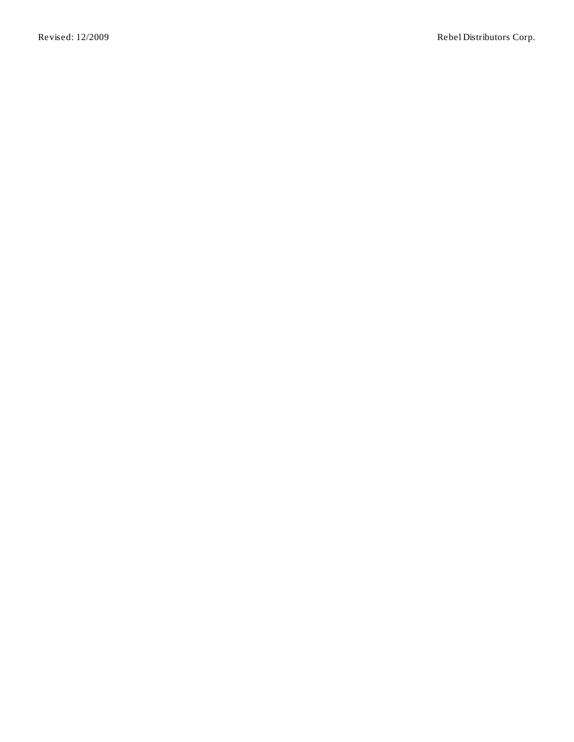Revised: 12/2009

Rebel Distributors Corp.